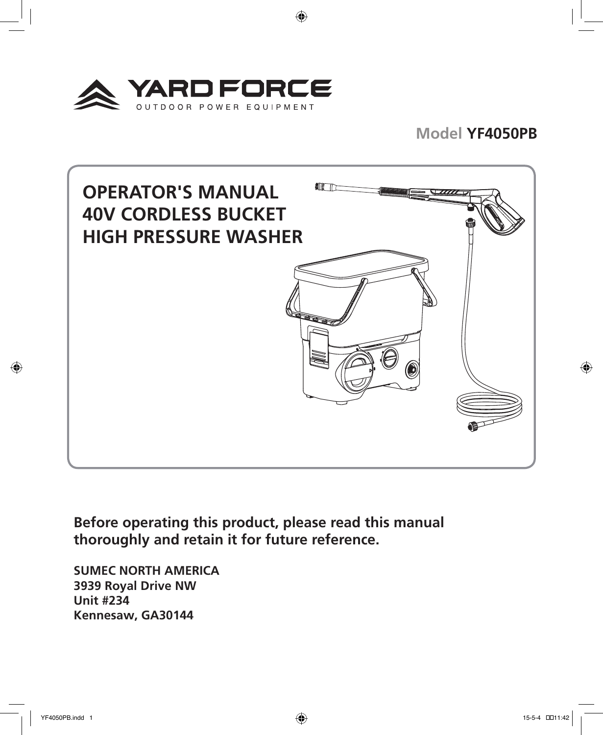YARD FORCE

OUTDOOR POWER EQUIPMENT

Model **YF4050PB**

# OPERATOR'S MANUAL
# 40V CORDLESS BUCKET HIGH PRESSURE WASHER

**Before operating this product, please read this manual thoroughly and retain it for future reference.**

**SUMEC NORTH AMERICA**
**3939 Royal Drive NW**
**Unit #234**
**Kennesaw, GA30144**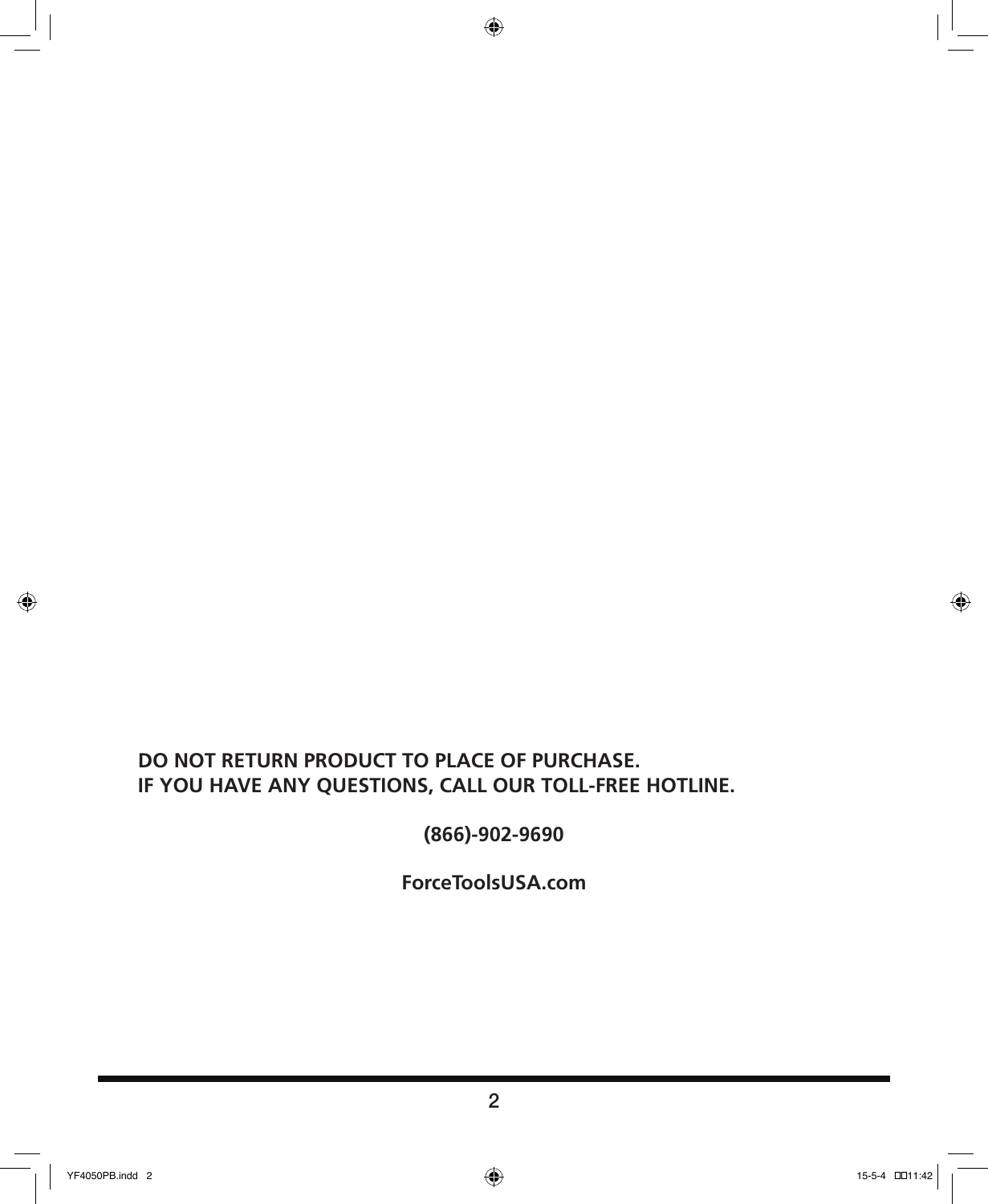**DO NOT RETURN PRODUCT TO PLACE OF PURCHASE.**
**IF YOU HAVE ANY QUESTIONS, CALL OUR TOLL-FREE HOTLINE.**

**(866)-902-9690**

**ForceToolsUSA.com**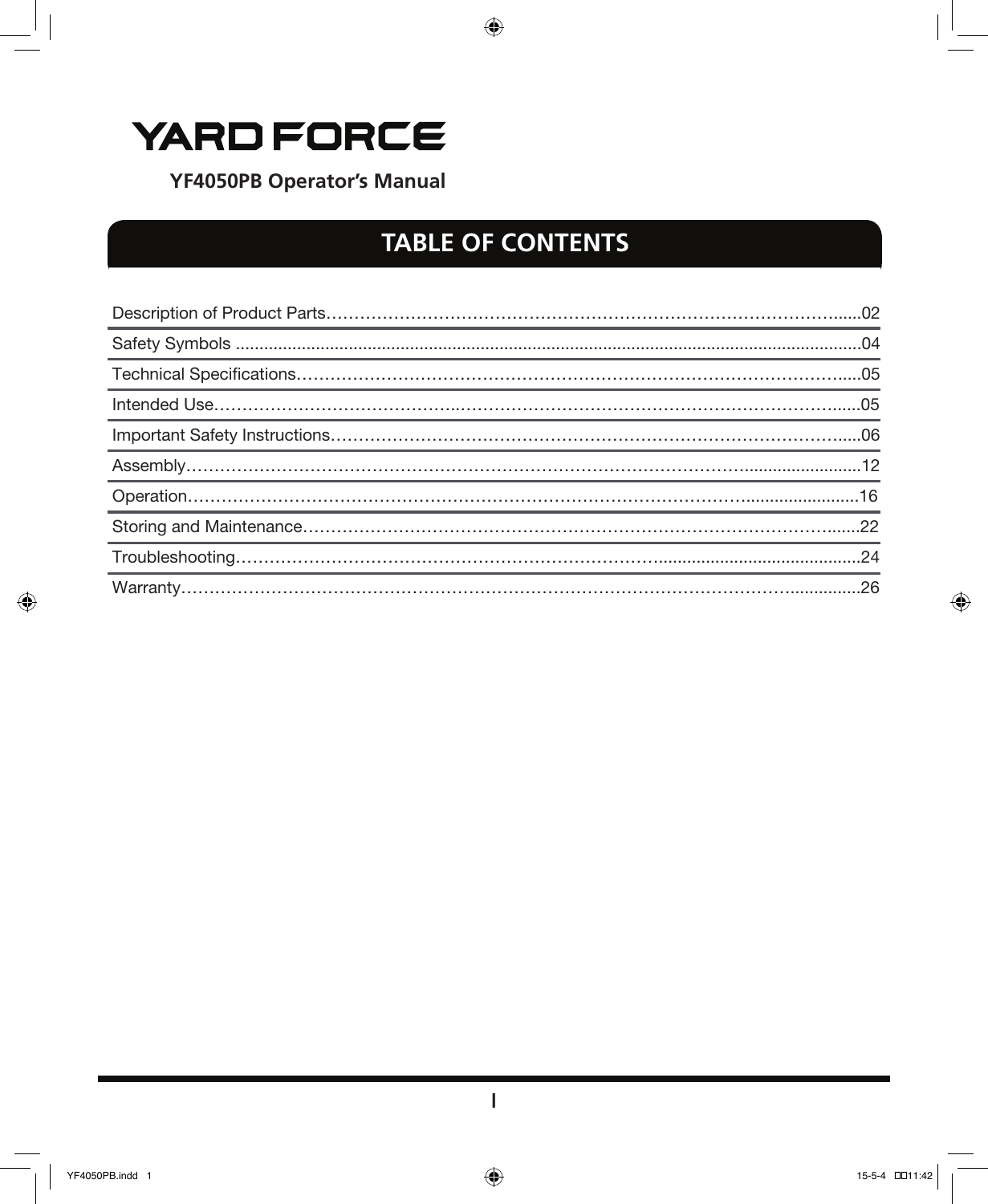# YARD FORCE

**YF4050PB Operator's Manual**

## TABLE OF CONTENTS

| | |
|---|---|
| Description of Product Parts | 02 |
| Safety Symbols | 04 |
| Technical Specifications | 05 |
| Intended Use | 05 |
| Important Safety Instructions | 06 |
| Assembly | 12 |
| Operation | 16 |
| Storing and Maintenance | 22 |
| Troubleshooting | 24 |
| Warranty | 26 |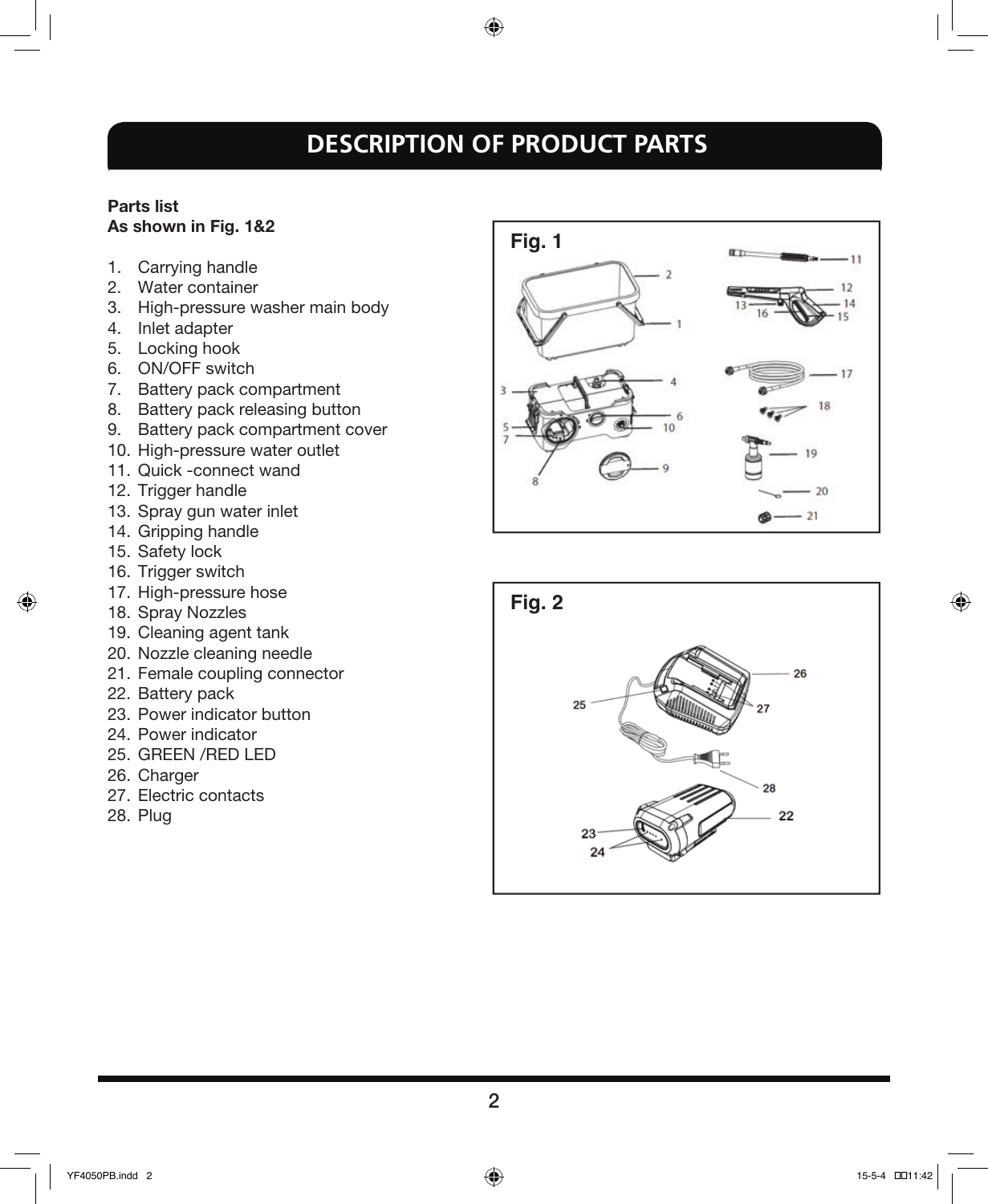# DESCRIPTION OF PRODUCT PARTS

**Parts list**
**As shown in Fig. 1&2**

1. Carrying handle
2. Water container
3. High-pressure washer main body
4. Inlet adapter
5. Locking hook
6. ON/OFF switch
7. Battery pack compartment
8. Battery pack releasing button
9. Battery pack compartment cover
10. High-pressure water outlet
11. Quick -connect wand
12. Trigger handle
13. Spray gun water inlet
14. Gripping handle
15. Safety lock
16. Trigger switch
17. High-pressure hose
18. Spray Nozzles
19. Cleaning agent tank
20. Nozzle cleaning needle
21. Female coupling connector
22. Battery pack
23. Power indicator button
24. Power indicator
25. GREEN /RED LED
26. Charger
27. Electric contacts
28. Plug

Fig. 1

Fig. 2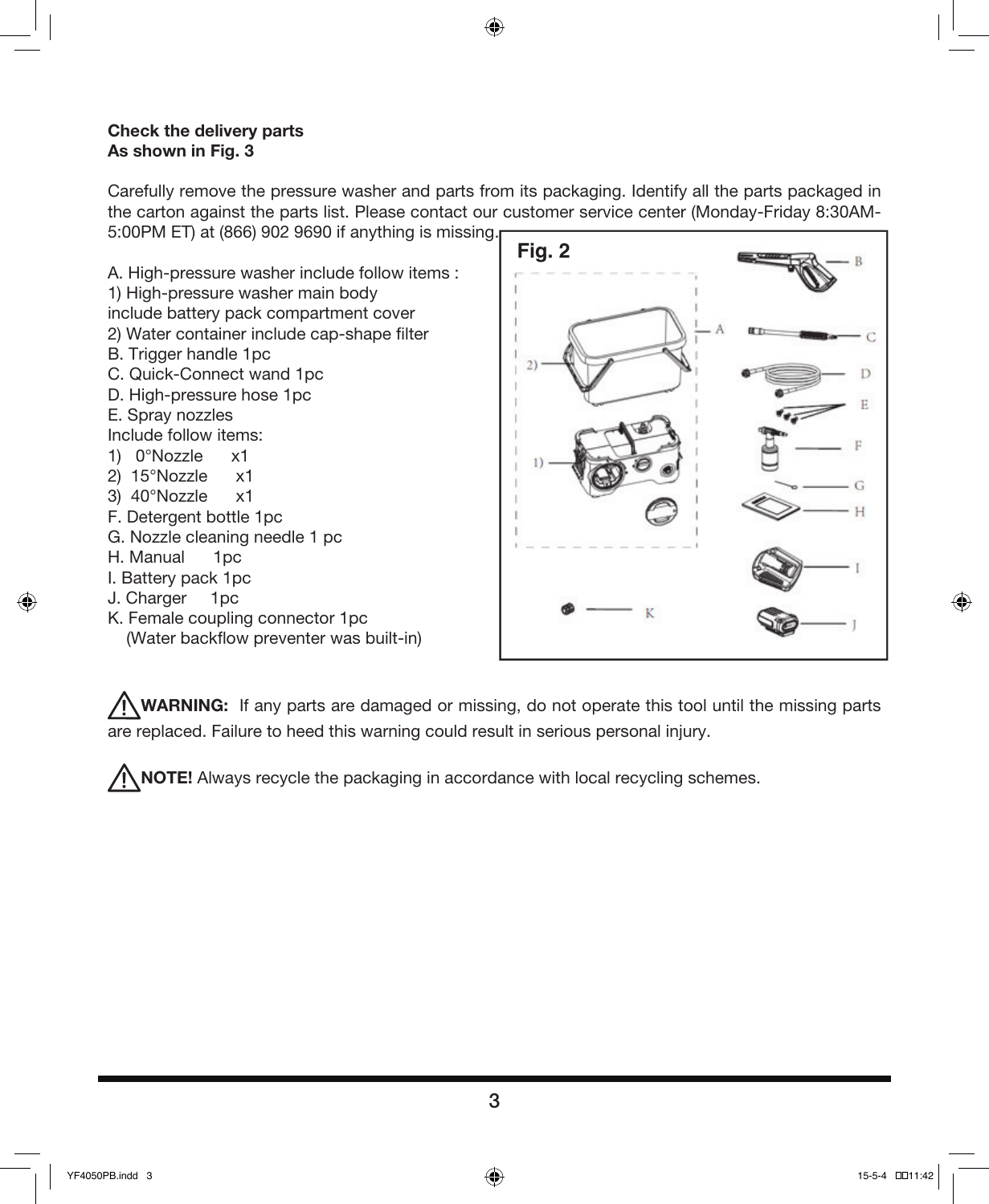**Check the delivery parts**
**As shown in Fig. 3**

Carefully remove the pressure washer and parts from its packaging. Identify all the parts packaged in the carton against the parts list. Please contact our customer service center (Monday-Friday 8:30AM-5:00PM ET) at (866) 902 9690 if anything is missing.

A. High-pressure washer include follow items :
1) High-pressure washer main body
include battery pack compartment cover
2) Water container include cap-shape filter
B. Trigger handle 1pc
C. Quick-Connect wand 1pc
D. High-pressure hose 1pc
E. Spray nozzles
Include follow items:
1) 0°Nozzle x1
2) 15°Nozzle x1
3) 40°Nozzle x1
F. Detergent bottle 1pc
G. Nozzle cleaning needle 1 pc
H. Manual 1pc
I. Battery pack 1pc
J. Charger 1pc
K. Female coupling connector 1pc
(Water backflow preventer was built-in)

**Fig. 2**

⚠ **WARNING:** If any parts are damaged or missing, do not operate this tool until the missing parts are replaced. Failure to heed this warning could result in serious personal injury.

⚠ **NOTE!** Always recycle the packaging in accordance with local recycling schemes.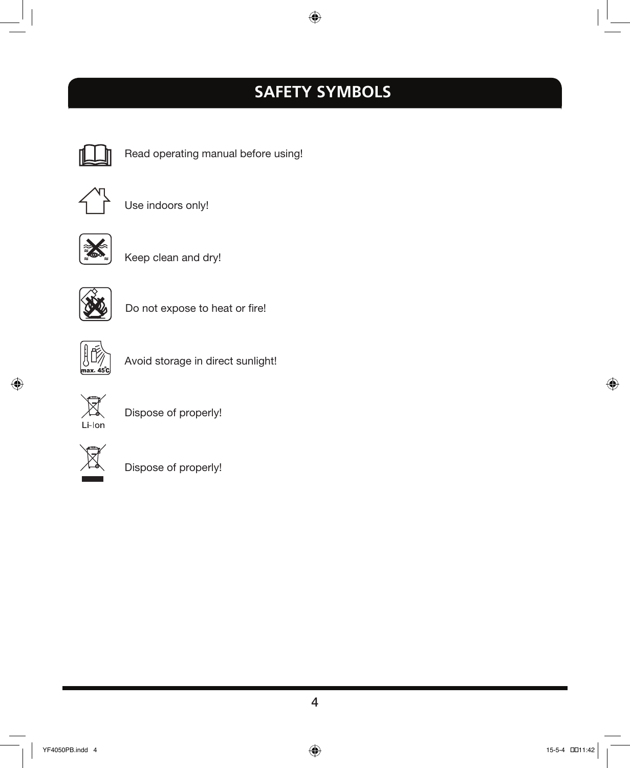# SAFETY SYMBOLS

Read operating manual before using!

Use indoors only!

Keep clean and dry!

Do not expose to heat or fire!

max. 45°C

Avoid storage in direct sunlight!

Li-Ion

Dispose of properly!

Dispose of properly!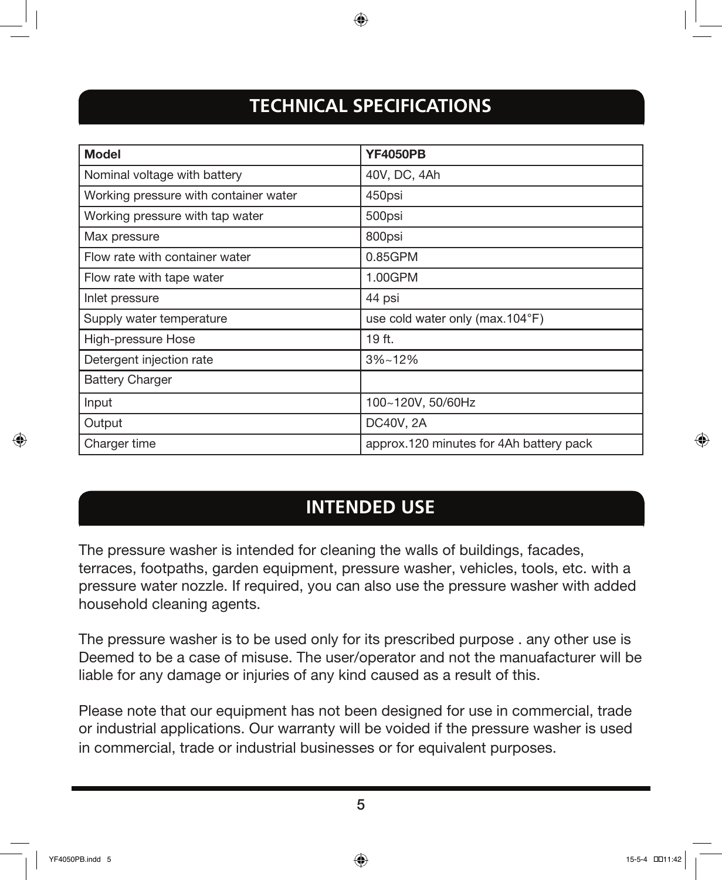## TECHNICAL SPECIFICATIONS

| **Model** | **YF4050PB** |
|---|---|
| Nominal voltage with battery | 40V, DC, 4Ah |
| Working pressure with container water | 450psi |
| Working pressure with tap water | 500psi |
| Max pressure | 800psi |
| Flow rate with container water | 0.85GPM |
| Flow rate with tape water | 1.00GPM |
| Inlet pressure | 44 psi |
| Supply water temperature | use cold water only (max.104°F) |
| High-pressure Hose | 19 ft. |
| Detergent injection rate | 3%~12% |
| Battery Charger | |
| Input | 100~120V, 50/60Hz |
| Output | DC40V, 2A |
| Charger time | approx.120 minutes for 4Ah battery pack |

## INTENDED USE

The pressure washer is intended for cleaning the walls of buildings, facades, terraces, footpaths, garden equipment, pressure washer, vehicles, tools, etc. with a pressure water nozzle. If required, you can also use the pressure washer with added household cleaning agents.

The pressure washer is to be used only for its prescribed purpose . any other use is Deemed to be a case of misuse. The user/operator and not the manuafacturer will be liable for any damage or injuries of any kind caused as a result of this.

Please note that our equipment has not been designed for use in commercial, trade or industrial applications. Our warranty will be voided if the pressure washer is used in commercial, trade or industrial businesses or for equivalent purposes.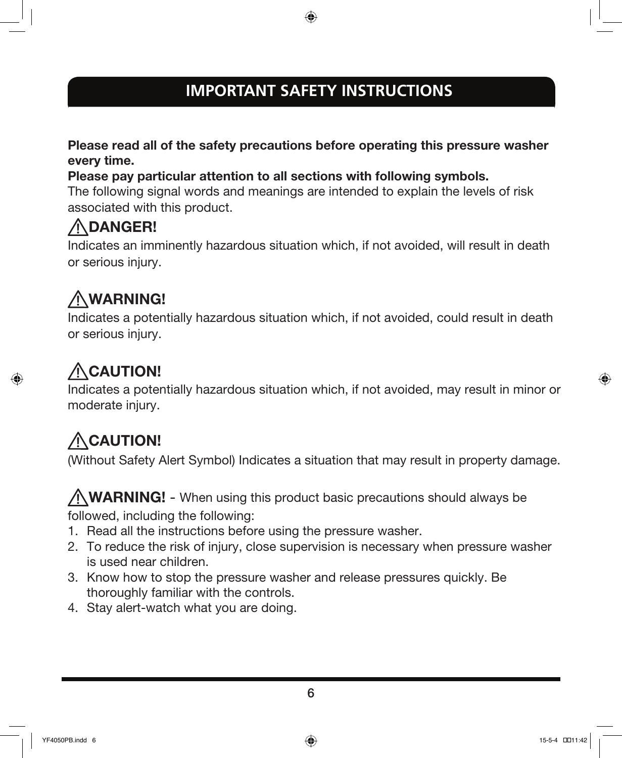# IMPORTANT SAFETY INSTRUCTIONS

**Please read all of the safety precautions before operating this pressure washer every time.**
**Please pay particular attention to all sections with following symbols.**
The following signal words and meanings are intended to explain the levels of risk associated with this product.

**⚠DANGER!**
Indicates an imminently hazardous situation which, if not avoided, will result in death or serious injury.

**⚠WARNING!**
Indicates a potentially hazardous situation which, if not avoided, could result in death or serious injury.

**⚠CAUTION!**
Indicates a potentially hazardous situation which, if not avoided, may result in minor or moderate injury.

**⚠CAUTION!**
(Without Safety Alert Symbol) Indicates a situation that may result in property damage.

**⚠WARNING!** - When using this product basic precautions should always be followed, including the following:

1. Read all the instructions before using the pressure washer.
2. To reduce the risk of injury, close supervision is necessary when pressure washer is used near children.
3. Know how to stop the pressure washer and release pressures quickly. Be thoroughly familiar with the controls.
4. Stay alert-watch what you are doing.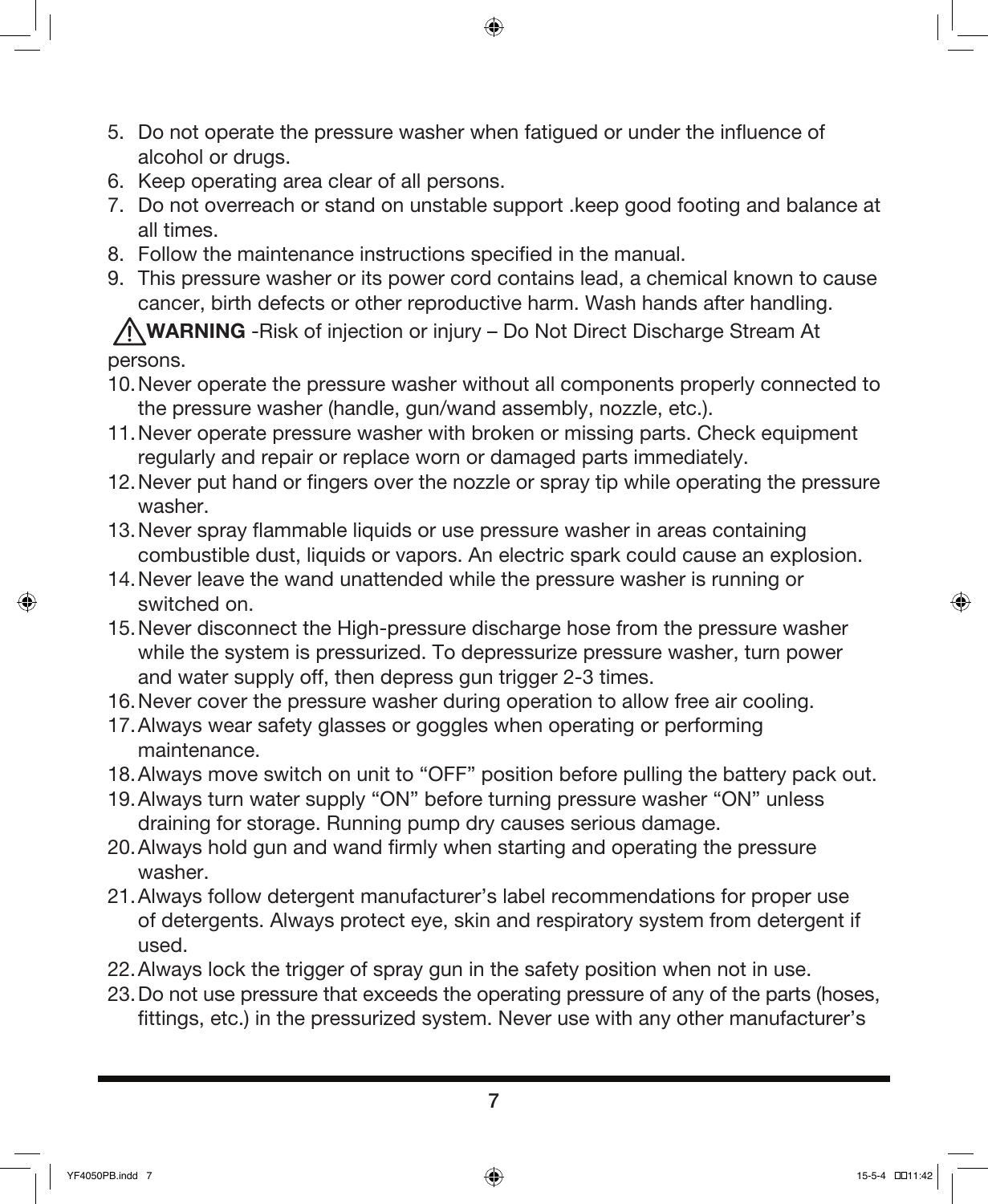5. Do not operate the pressure washer when fatigued or under the influence of alcohol or drugs.
6. Keep operating area clear of all persons.
7. Do not overreach or stand on unstable support .keep good footing and balance at all times.
8. Follow the maintenance instructions specified in the manual.
9. This pressure washer or its power cord contains lead, a chemical known to cause cancer, birth defects or other reproductive harm. Wash hands after handling.

⚠ **WARNING** -Risk of injection or injury – Do Not Direct Discharge Stream At persons.

10. Never operate the pressure washer without all components properly connected to the pressure washer (handle, gun/wand assembly, nozzle, etc.).
11. Never operate pressure washer with broken or missing parts. Check equipment regularly and repair or replace worn or damaged parts immediately.
12. Never put hand or fingers over the nozzle or spray tip while operating the pressure washer.
13. Never spray flammable liquids or use pressure washer in areas containing combustible dust, liquids or vapors. An electric spark could cause an explosion.
14. Never leave the wand unattended while the pressure washer is running or switched on.
15. Never disconnect the High-pressure discharge hose from the pressure washer while the system is pressurized. To depressurize pressure washer, turn power and water supply off, then depress gun trigger 2-3 times.
16. Never cover the pressure washer during operation to allow free air cooling.
17. Always wear safety glasses or goggles when operating or performing maintenance.
18. Always move switch on unit to “OFF” position before pulling the battery pack out.
19. Always turn water supply “ON” before turning pressure washer “ON” unless draining for storage. Running pump dry causes serious damage.
20. Always hold gun and wand firmly when starting and operating the pressure washer.
21. Always follow detergent manufacturer’s label recommendations for proper use of detergents. Always protect eye, skin and respiratory system from detergent if used.
22. Always lock the trigger of spray gun in the safety position when not in use.
23. Do not use pressure that exceeds the operating pressure of any of the parts (hoses, fittings, etc.) in the pressurized system. Never use with any other manufacturer’s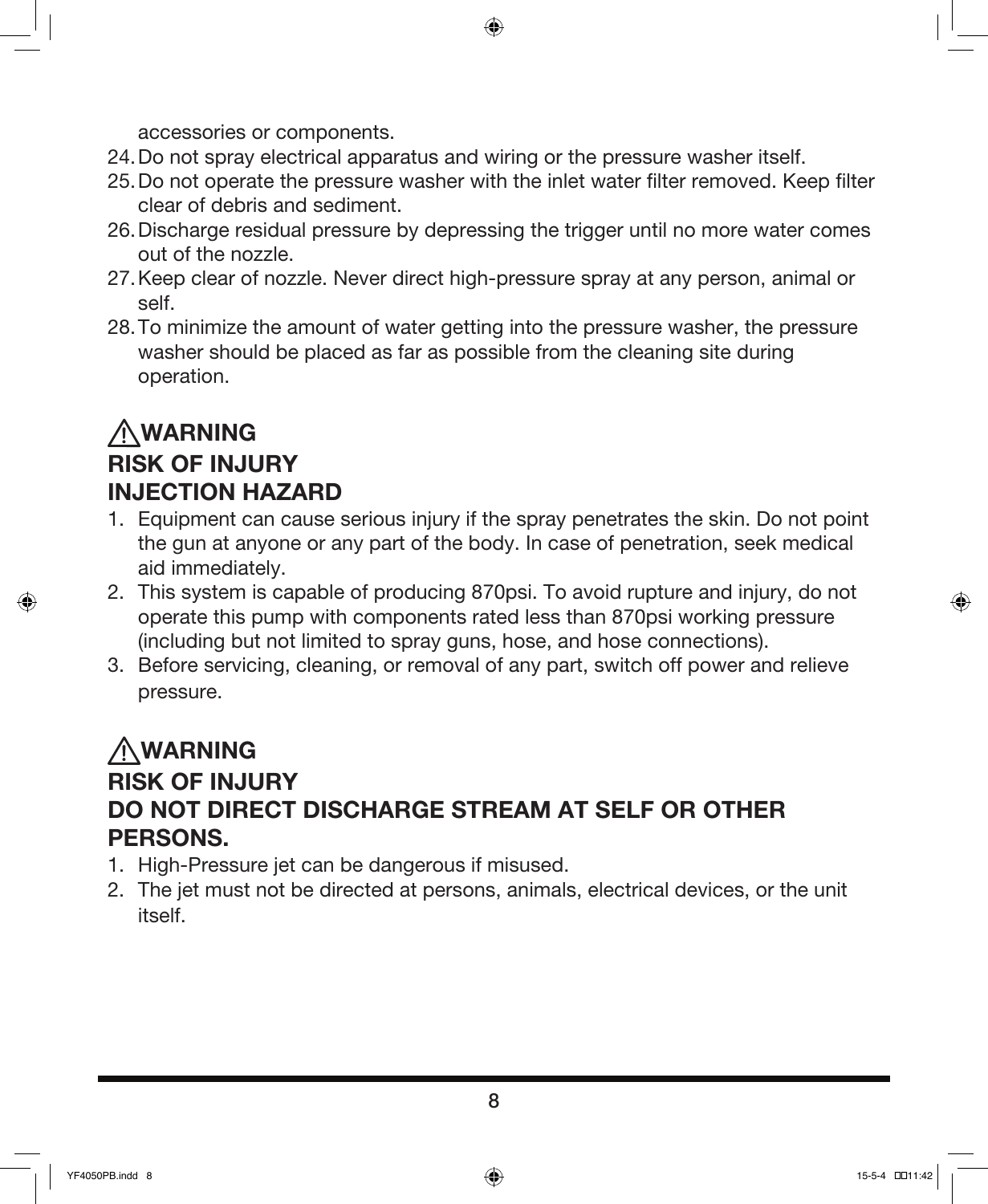accessories or components.

24. Do not spray electrical apparatus and wiring or the pressure washer itself.
25. Do not operate the pressure washer with the inlet water filter removed. Keep filter clear of debris and sediment.
26. Discharge residual pressure by depressing the trigger until no more water comes out of the nozzle.
27. Keep clear of nozzle. Never direct high-pressure spray at any person, animal or self.
28. To minimize the amount of water getting into the pressure washer, the pressure washer should be placed as far as possible from the cleaning site during operation.

## ⚠WARNING

## RISK OF INJURY
## INJECTION HAZARD

1. Equipment can cause serious injury if the spray penetrates the skin. Do not point the gun at anyone or any part of the body. In case of penetration, seek medical aid immediately.
2. This system is capable of producing 870psi. To avoid rupture and injury, do not operate this pump with components rated less than 870psi working pressure (including but not limited to spray guns, hose, and hose connections).
3. Before servicing, cleaning, or removal of any part, switch off power and relieve pressure.

## ⚠WARNING

## RISK OF INJURY
## DO NOT DIRECT DISCHARGE STREAM AT SELF OR OTHER PERSONS.

1. High-Pressure jet can be dangerous if misused.
2. The jet must not be directed at persons, animals, electrical devices, or the unit itself.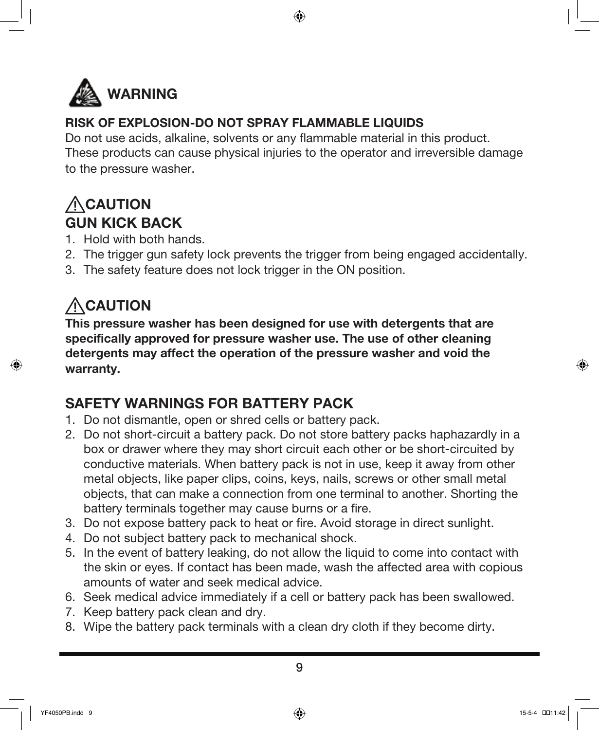## WARNING

**RISK OF EXPLOSION-DO NOT SPRAY FLAMMABLE LIQUIDS**

Do not use acids, alkaline, solvents or any flammable material in this product. These products can cause physical injuries to the operator and irreversible damage to the pressure washer.

## ⚠CAUTION

## GUN KICK BACK

1. Hold with both hands.
2. The trigger gun safety lock prevents the trigger from being engaged accidentally.
3. The safety feature does not lock trigger in the ON position.

## ⚠CAUTION

**This pressure washer has been designed for use with detergents that are specifically approved for pressure washer use. The use of other cleaning detergents may affect the operation of the pressure washer and void the warranty.**

## SAFETY WARNINGS FOR BATTERY PACK

1. Do not dismantle, open or shred cells or battery pack.
2. Do not short-circuit a battery pack. Do not store battery packs haphazardly in a box or drawer where they may short circuit each other or be short-circuited by conductive materials. When battery pack is not in use, keep it away from other metal objects, like paper clips, coins, keys, nails, screws or other small metal objects, that can make a connection from one terminal to another. Shorting the battery terminals together may cause burns or a fire.
3. Do not expose battery pack to heat or fire. Avoid storage in direct sunlight.
4. Do not subject battery pack to mechanical shock.
5. In the event of battery leaking, do not allow the liquid to come into contact with the skin or eyes. If contact has been made, wash the affected area with copious amounts of water and seek medical advice.
6. Seek medical advice immediately if a cell or battery pack has been swallowed.
7. Keep battery pack clean and dry.
8. Wipe the battery pack terminals with a clean dry cloth if they become dirty.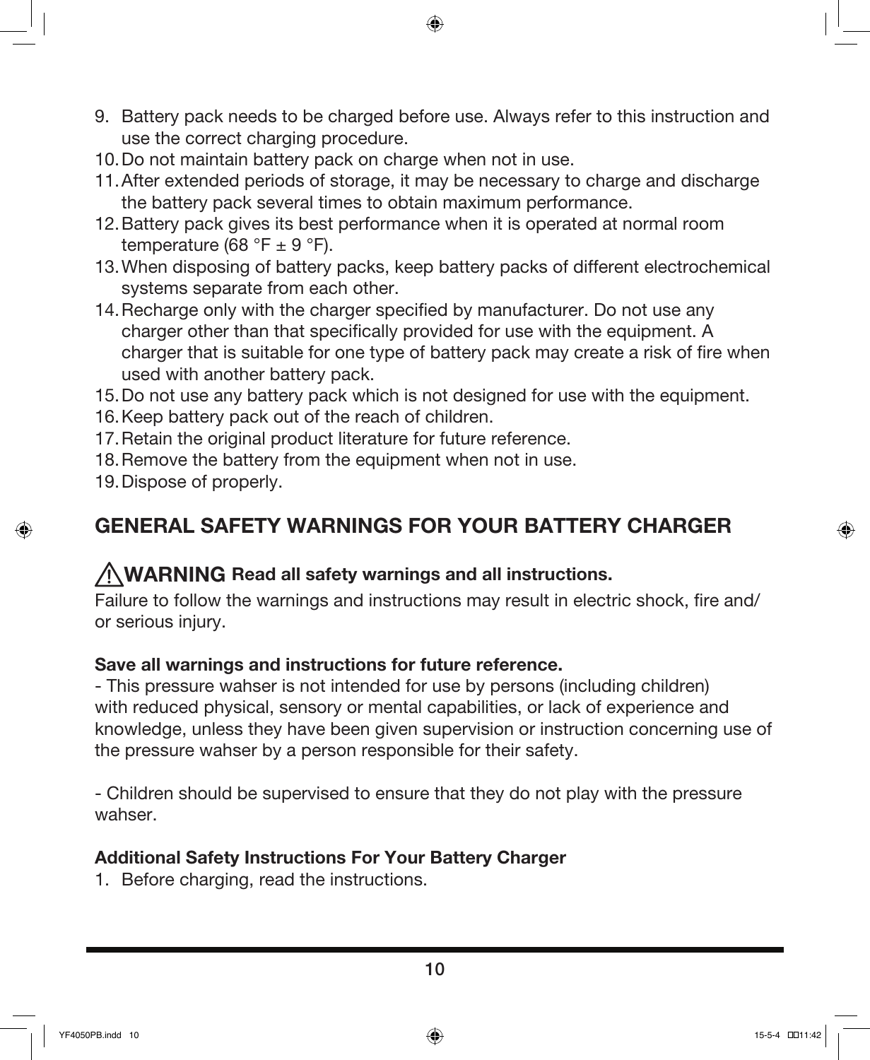9. Battery pack needs to be charged before use. Always refer to this instruction and use the correct charging procedure.
10. Do not maintain battery pack on charge when not in use.
11. After extended periods of storage, it may be necessary to charge and discharge the battery pack several times to obtain maximum performance.
12. Battery pack gives its best performance when it is operated at normal room temperature (68 °F ± 9 °F).
13. When disposing of battery packs, keep battery packs of different electrochemical systems separate from each other.
14. Recharge only with the charger specified by manufacturer. Do not use any charger other than that specifically provided for use with the equipment. A charger that is suitable for one type of battery pack may create a risk of fire when used with another battery pack.
15. Do not use any battery pack which is not designed for use with the equipment.
16. Keep battery pack out of the reach of children.
17. Retain the original product literature for future reference.
18. Remove the battery from the equipment when not in use.
19. Dispose of properly.

## GENERAL SAFETY WARNINGS FOR YOUR BATTERY CHARGER

**⚠WARNING Read all safety warnings and all instructions.**

Failure to follow the warnings and instructions may result in electric shock, fire and/or serious injury.

**Save all warnings and instructions for future reference.**

- This pressure wahser is not intended for use by persons (including children) with reduced physical, sensory or mental capabilities, or lack of experience and knowledge, unless they have been given supervision or instruction concerning use of the pressure wahser by a person responsible for their safety.

- Children should be supervised to ensure that they do not play with the pressure wahser.

**Additional Safety Instructions For Your Battery Charger**

1. Before charging, read the instructions.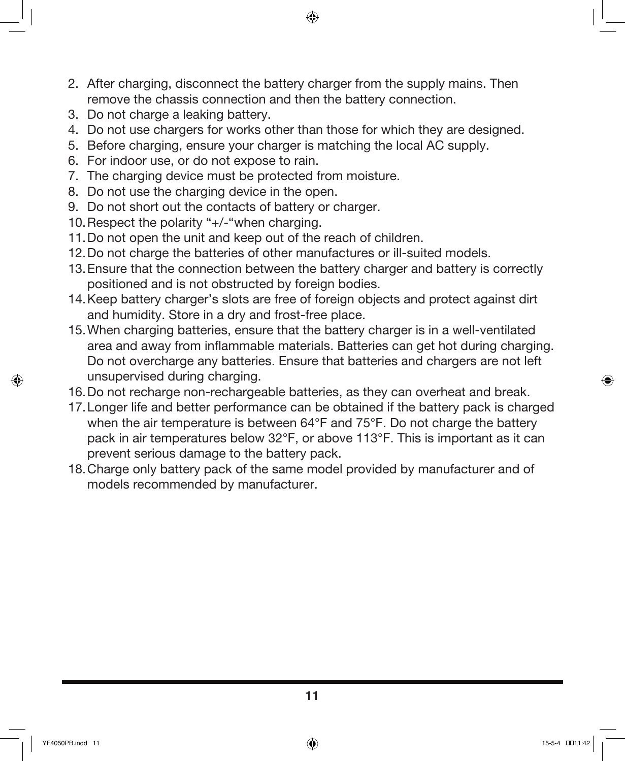2. After charging, disconnect the battery charger from the supply mains. Then remove the chassis connection and then the battery connection.
3. Do not charge a leaking battery.
4. Do not use chargers for works other than those for which they are designed.
5. Before charging, ensure your charger is matching the local AC supply.
6. For indoor use, or do not expose to rain.
7. The charging device must be protected from moisture.
8. Do not use the charging device in the open.
9. Do not short out the contacts of battery or charger.
10. Respect the polarity “+/-“when charging.
11. Do not open the unit and keep out of the reach of children.
12. Do not charge the batteries of other manufactures or ill-suited models.
13. Ensure that the connection between the battery charger and battery is correctly positioned and is not obstructed by foreign bodies.
14. Keep battery charger’s slots are free of foreign objects and protect against dirt and humidity. Store in a dry and frost-free place.
15. When charging batteries, ensure that the battery charger is in a well-ventilated area and away from inflammable materials. Batteries can get hot during charging. Do not overcharge any batteries. Ensure that batteries and chargers are not left unsupervised during charging.
16. Do not recharge non-rechargeable batteries, as they can overheat and break.
17. Longer life and better performance can be obtained if the battery pack is charged when the air temperature is between 64°F and 75°F. Do not charge the battery pack in air temperatures below 32°F, or above 113°F. This is important as it can prevent serious damage to the battery pack.
18. Charge only battery pack of the same model provided by manufacturer and of models recommended by manufacturer.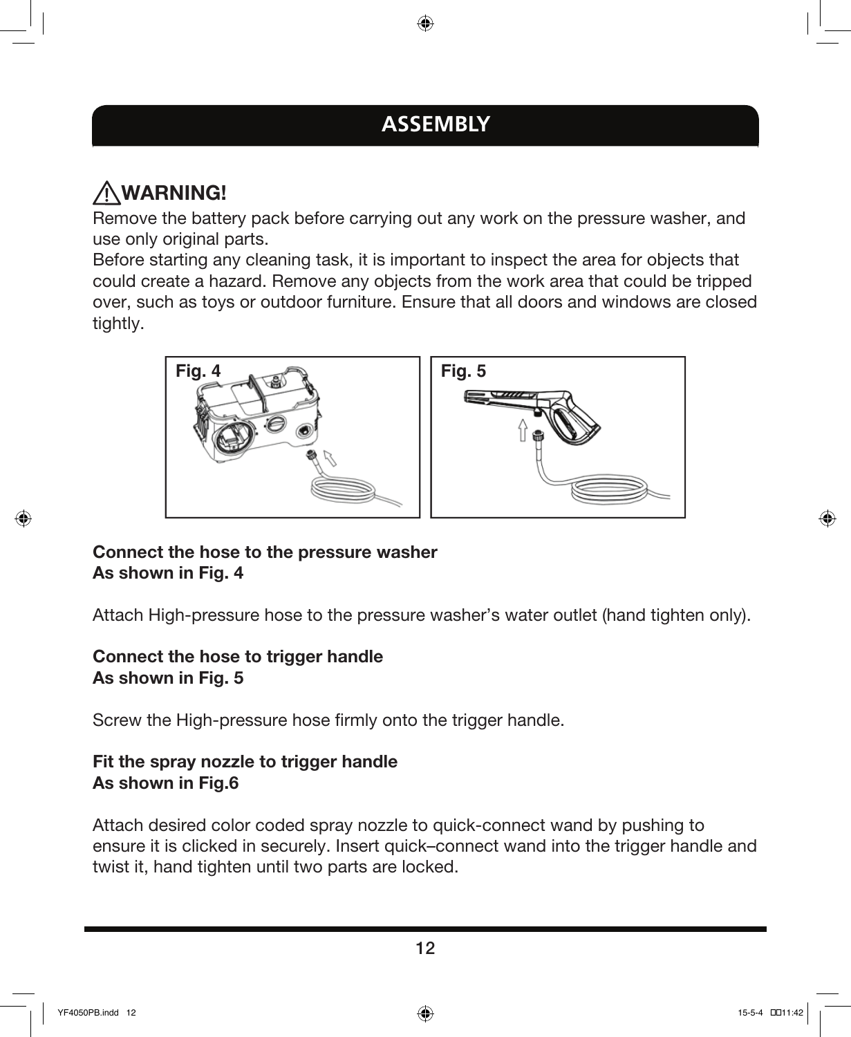## ASSEMBLY

⚠ **WARNING!**

Remove the battery pack before carrying out any work on the pressure washer, and use only original parts.

Before starting any cleaning task, it is important to inspect the area for objects that could create a hazard. Remove any objects from the work area that could be tripped over, such as toys or outdoor furniture. Ensure that all doors and windows are closed tightly.

Fig. 4

Fig. 5

**Connect the hose to the pressure washer**
**As shown in Fig. 4**

Attach High-pressure hose to the pressure washer's water outlet (hand tighten only).

**Connect the hose to trigger handle**
**As shown in Fig. 5**

Screw the High-pressure hose firmly onto the trigger handle.

**Fit the spray nozzle to trigger handle**
**As shown in Fig.6**

Attach desired color coded spray nozzle to quick-connect wand by pushing to ensure it is clicked in securely. Insert quick–connect wand into the trigger handle and twist it, hand tighten until two parts are locked.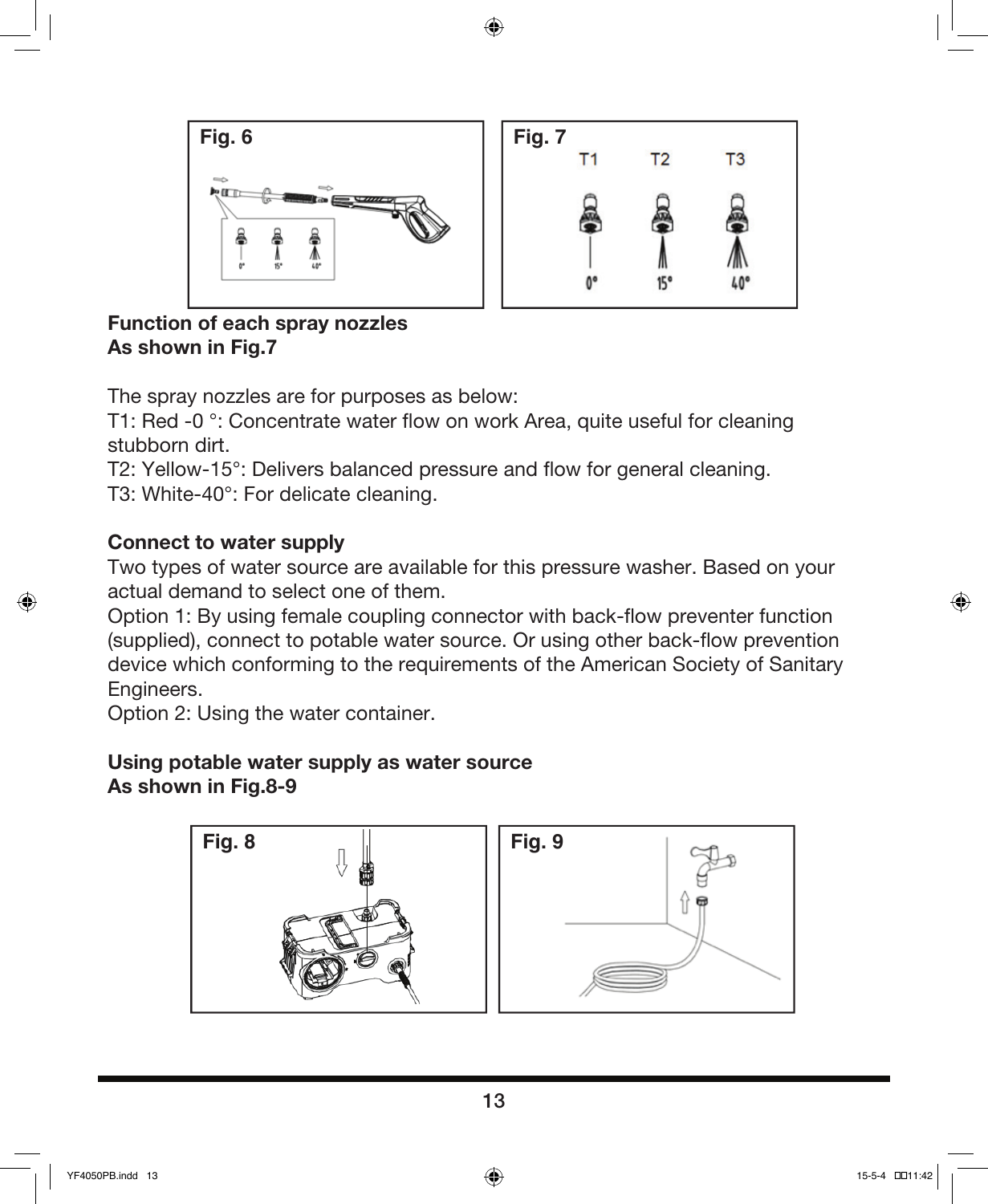Fig. 6

Fig. 7

**Function of each spray nozzles**
**As shown in Fig.7**

The spray nozzles are for purposes as below:
T1: Red -0 °: Concentrate water flow on work Area, quite useful for cleaning stubborn dirt.
T2: Yellow-15°: Delivers balanced pressure and flow for general cleaning.
T3: White-40°: For delicate cleaning.

**Connect to water supply**

Two types of water source are available for this pressure washer. Based on your actual demand to select one of them.
Option 1: By using female coupling connector with back-flow preventer function (supplied), connect to potable water source. Or using other back-flow prevention device which conforming to the requirements of the American Society of Sanitary Engineers.
Option 2: Using the water container.

**Using potable water supply as water source**
**As shown in Fig.8-9**

Fig. 8

Fig. 9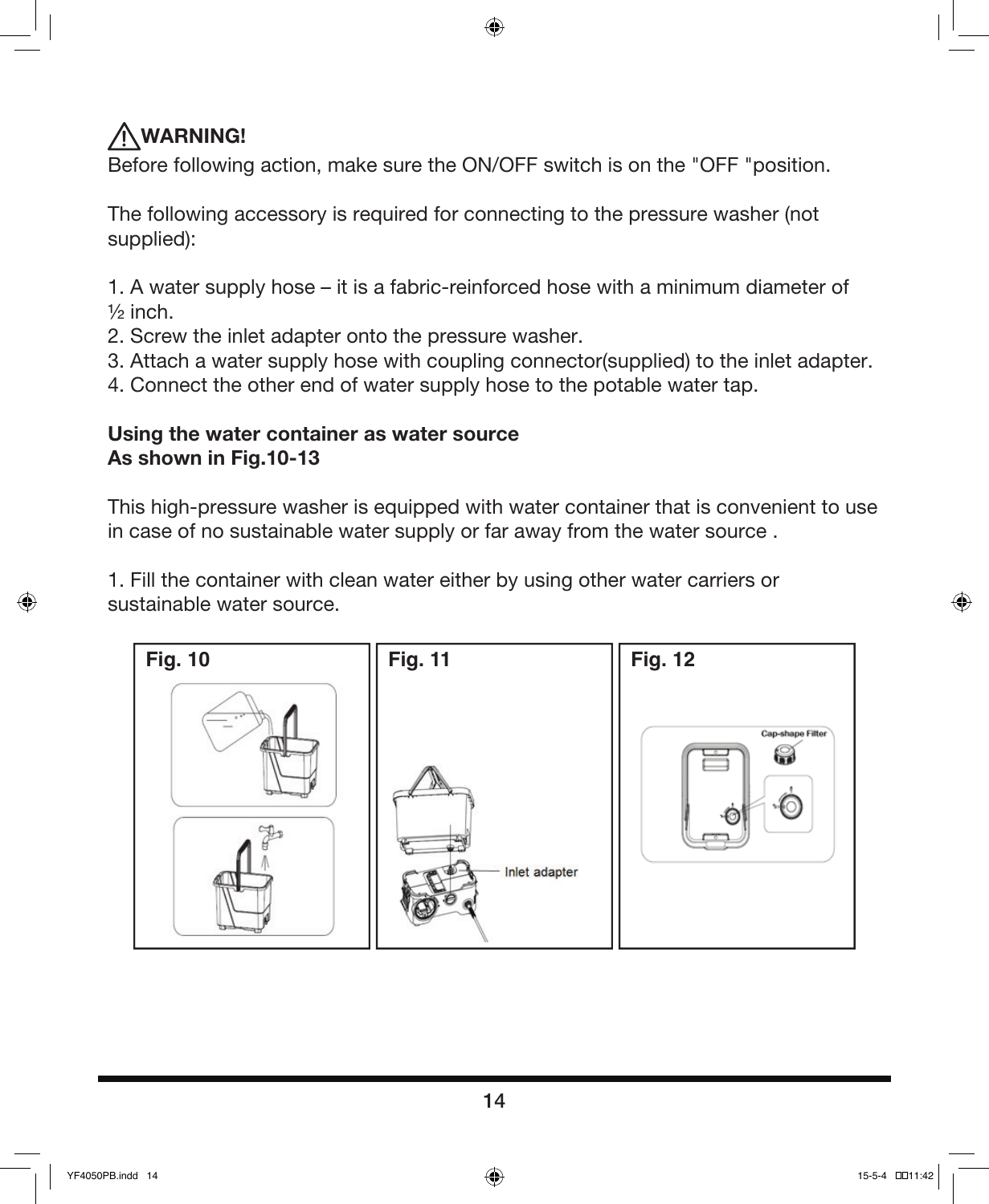**⚠ WARNING!**

Before following action, make sure the ON/OFF switch is on the "OFF "position.

The following accessory is required for connecting to the pressure washer (not supplied):

1. A water supply hose – it is a fabric-reinforced hose with a minimum diameter of ½ inch.
2. Screw the inlet adapter onto the pressure washer.
3. Attach a water supply hose with coupling connector(supplied) to the inlet adapter.
4. Connect the other end of water supply hose to the potable water tap.

**Using the water container as water source**
**As shown in Fig.10-13**

This high-pressure washer is equipped with water container that is convenient to use in case of no sustainable water supply or far away from the water source .

1. Fill the container with clean water either by using other water carriers or sustainable water source.

**Fig. 10**

**Fig. 11**

Inlet adapter

**Fig. 12**

Cap-shape Filter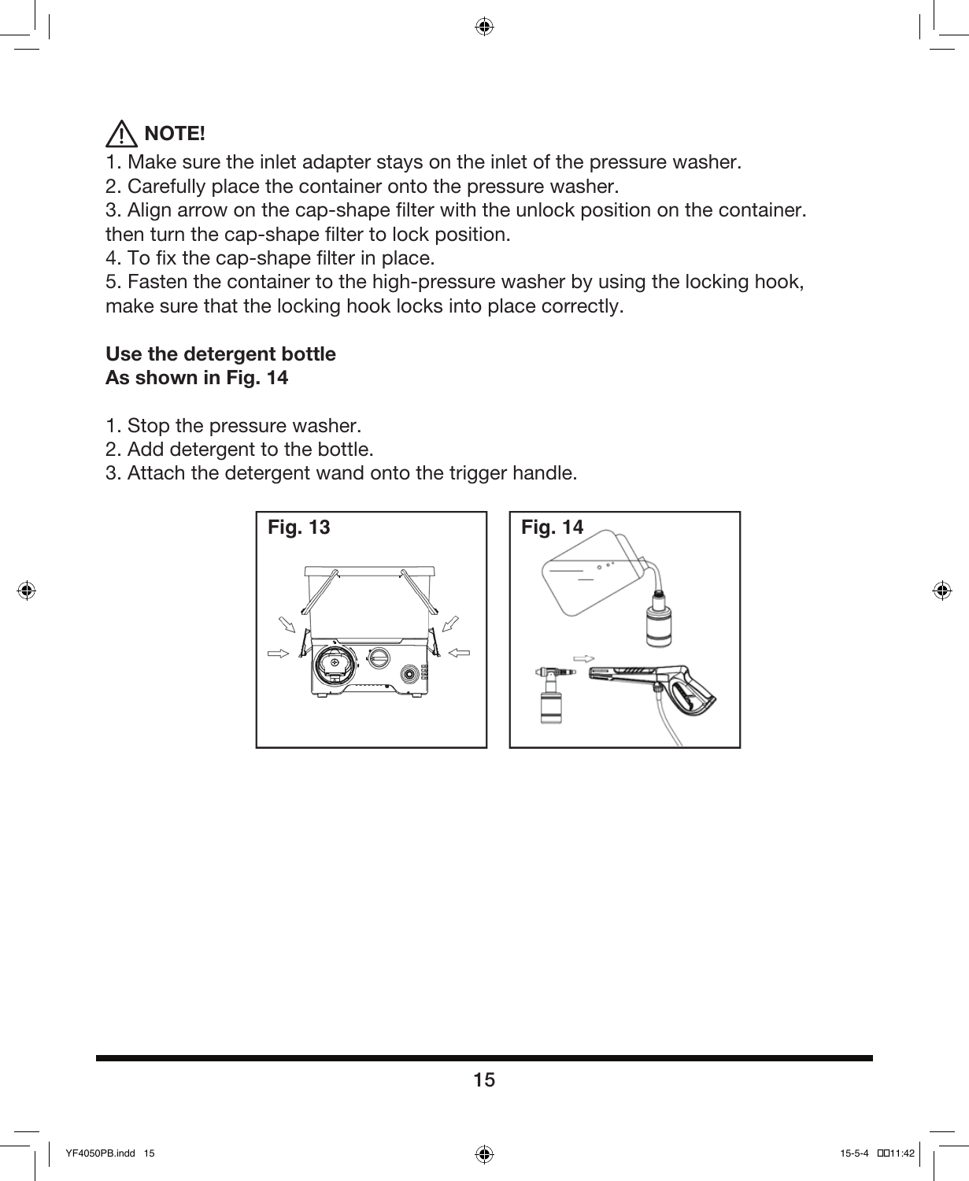⚠ **NOTE!**

1. Make sure the inlet adapter stays on the inlet of the pressure washer.
2. Carefully place the container onto the pressure washer.
3. Align arrow on the cap-shape filter with the unlock position on the container. then turn the cap-shape filter to lock position.
4. To fix the cap-shape filter in place.
5. Fasten the container to the high-pressure washer by using the locking hook, make sure that the locking hook locks into place correctly.

**Use the detergent bottle**
**As shown in Fig. 14**

1. Stop the pressure washer.
2. Add detergent to the bottle.
3. Attach the detergent wand onto the trigger handle.

**Fig. 13**

**Fig. 14**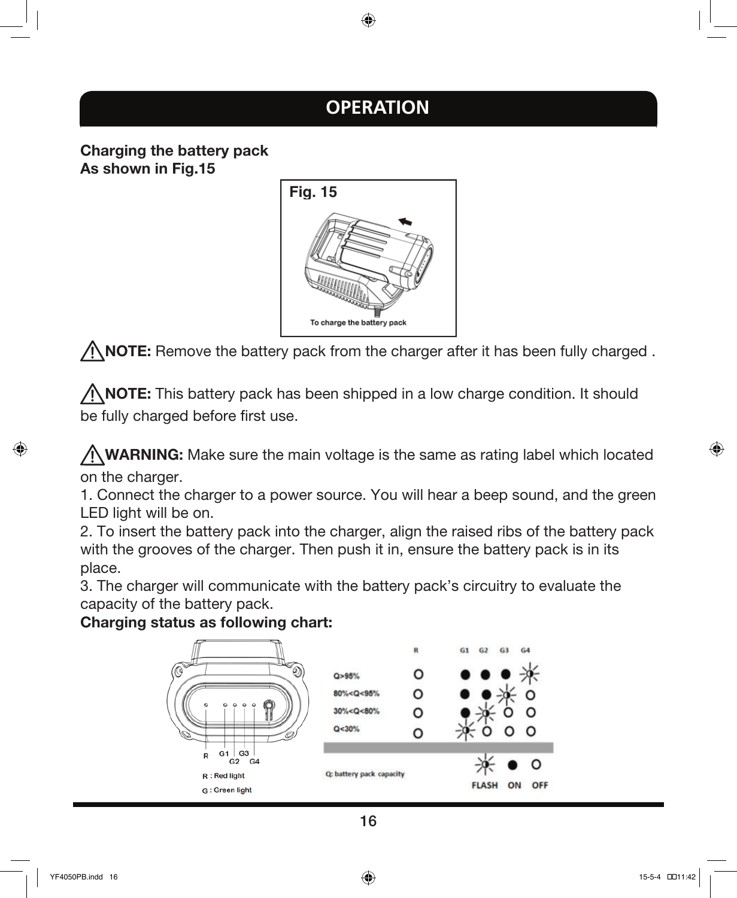# OPERATION

**Charging the battery pack**
**As shown in Fig.15**

Fig. 15

To charge the battery pack

⚠ **NOTE:** Remove the battery pack from the charger after it has been fully charged .

⚠ **NOTE:** This battery pack has been shipped in a low charge condition. It should be fully charged before first use.

⚠ **WARNING:** Make sure the main voltage is the same as rating label which located on the charger.

1. Connect the charger to a power source. You will hear a beep sound, and the green LED light will be on.
2. To insert the battery pack into the charger, align the raised ribs of the battery pack with the grooves of the charger. Then push it in, ensure the battery pack is in its place.
3. The charger will communicate with the battery pack's circuitry to evaluate the capacity of the battery pack.

**Charging status as following chart:**

| | R | G1 | G2 | G3 | G4 |
|---|---|---|---|---|---|
| Q>95% | OFF | ON | ON | ON | FLASH |
| 80%<Q<95% | OFF | ON | ON | FLASH | OFF |
| 30%<Q<80% | OFF | ON | FLASH | OFF | OFF |
| Q<30% | OFF | FLASH | OFF | OFF | OFF |

R : Red light
G : Green light

Q: battery pack capacity

FLASH ON OFF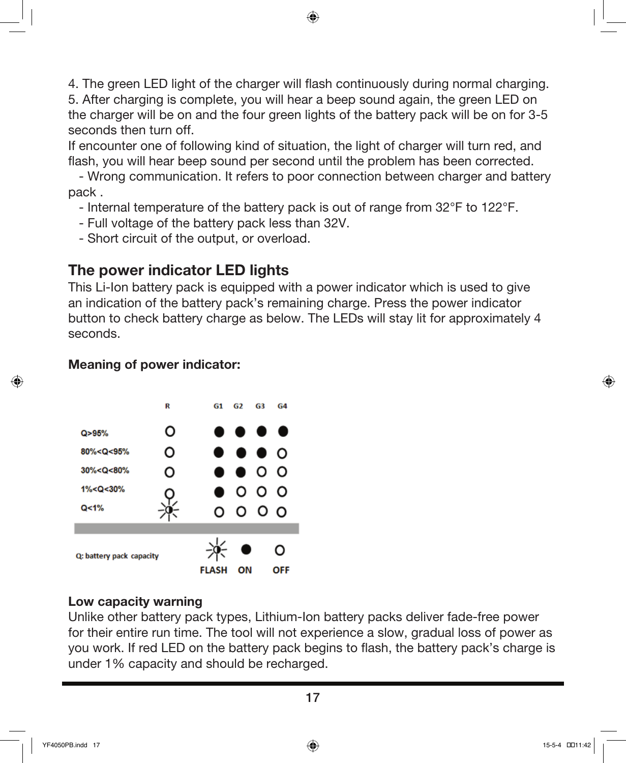4. The green LED light of the charger will flash continuously during normal charging.
5. After charging is complete, you will hear a beep sound again, the green LED on the charger will be on and the four green lights of the battery pack will be on for 3-5 seconds then turn off.

If encounter one of following kind of situation, the light of charger will turn red, and flash, you will hear beep sound per second until the problem has been corrected.

- Wrong communication. It refers to poor connection between charger and battery pack .
- Internal temperature of the battery pack is out of range from 32°F to 122°F.
- Full voltage of the battery pack less than 32V.
- Short circuit of the output, or overload.

## The power indicator LED lights

This Li-Ion battery pack is equipped with a power indicator which is used to give an indication of the battery pack’s remaining charge. Press the power indicator button to check battery charge as below. The LEDs will stay lit for approximately 4 seconds.

**Meaning of power indicator:**

| | R | G1 | G2 | G3 | G4 |
|---|---|---|---|---|---|
| Q>95% | OFF | ON | ON | ON | ON |
| 80%<Q<95% | OFF | ON | ON | ON | OFF |
| 30%<Q<80% | OFF | ON | ON | OFF | OFF |
| 1%<Q<30% | OFF | ON | OFF | OFF | OFF |
| Q<1% | FLASH | OFF | OFF | OFF | OFF |

Q: battery pack capacity

FLASH ON OFF

**Low capacity warning**

Unlike other battery pack types, Lithium-Ion battery packs deliver fade-free power for their entire run time. The tool will not experience a slow, gradual loss of power as you work. If red LED on the battery pack begins to flash, the battery pack’s charge is under 1% capacity and should be recharged.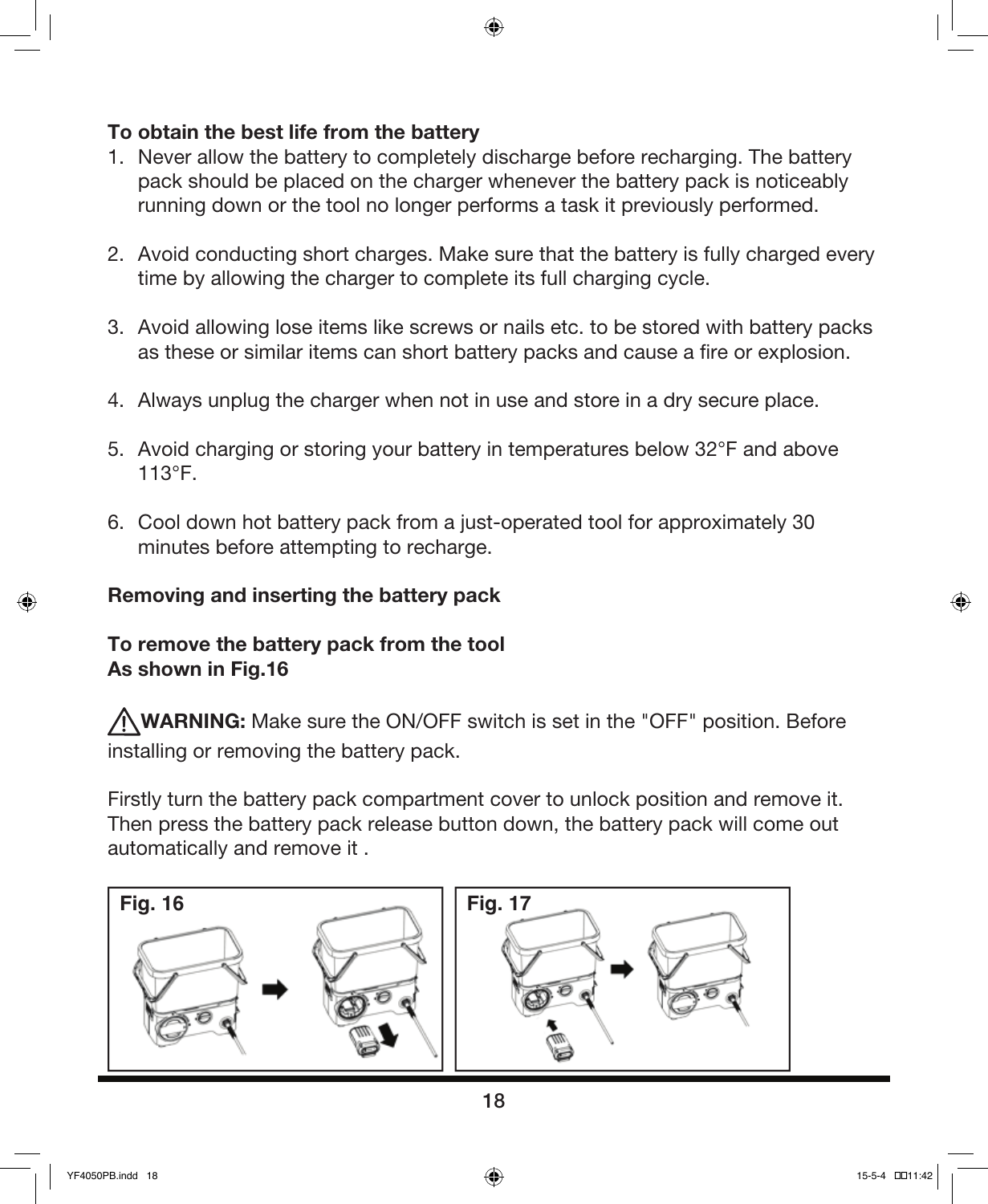**To obtain the best life from the battery**

1. Never allow the battery to completely discharge before recharging. The battery pack should be placed on the charger whenever the battery pack is noticeably running down or the tool no longer performs a task it previously performed.

2. Avoid conducting short charges. Make sure that the battery is fully charged every time by allowing the charger to complete its full charging cycle.

3. Avoid allowing lose items like screws or nails etc. to be stored with battery packs as these or similar items can short battery packs and cause a fire or explosion.

4. Always unplug the charger when not in use and store in a dry secure place.

5. Avoid charging or storing your battery in temperatures below 32°F and above 113°F.

6. Cool down hot battery pack from a just-operated tool for approximately 30 minutes before attempting to recharge.

**Removing and inserting the battery pack**

**To remove the battery pack from the tool**
**As shown in Fig.16**

⚠ **WARNING:** Make sure the ON/OFF switch is set in the "OFF" position. Before installing or removing the battery pack.

Firstly turn the battery pack compartment cover to unlock position and remove it. Then press the battery pack release button down, the battery pack will come out automatically and remove it .

Fig. 16

Fig. 17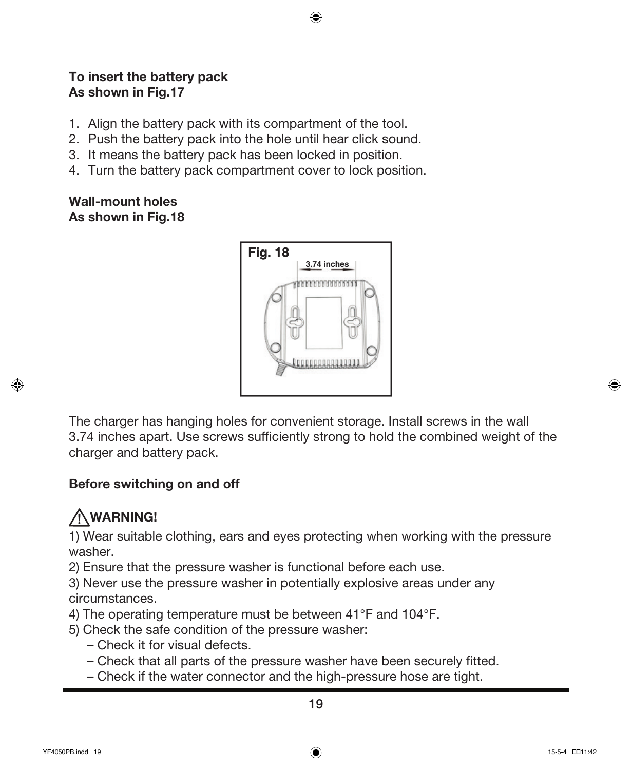**To insert the battery pack**
**As shown in Fig.17**

1. Align the battery pack with its compartment of the tool.
2. Push the battery pack into the hole until hear click sound.
3. It means the battery pack has been locked in position.
4. Turn the battery pack compartment cover to lock position.

**Wall-mount holes**
**As shown in Fig.18**

The charger has hanging holes for convenient storage. Install screws in the wall 3.74 inches apart. Use screws sufficiently strong to hold the combined weight of the charger and battery pack.

**Before switching on and off**

⚠ **WARNING!**

1) Wear suitable clothing, ears and eyes protecting when working with the pressure washer.
2) Ensure that the pressure washer is functional before each use.
3) Never use the pressure washer in potentially explosive areas under any circumstances.
4) The operating temperature must be between 41°F and 104°F.
5) Check the safe condition of the pressure washer:
   – Check it for visual defects.
   – Check that all parts of the pressure washer have been securely fitted.
   – Check if the water connector and the high-pressure hose are tight.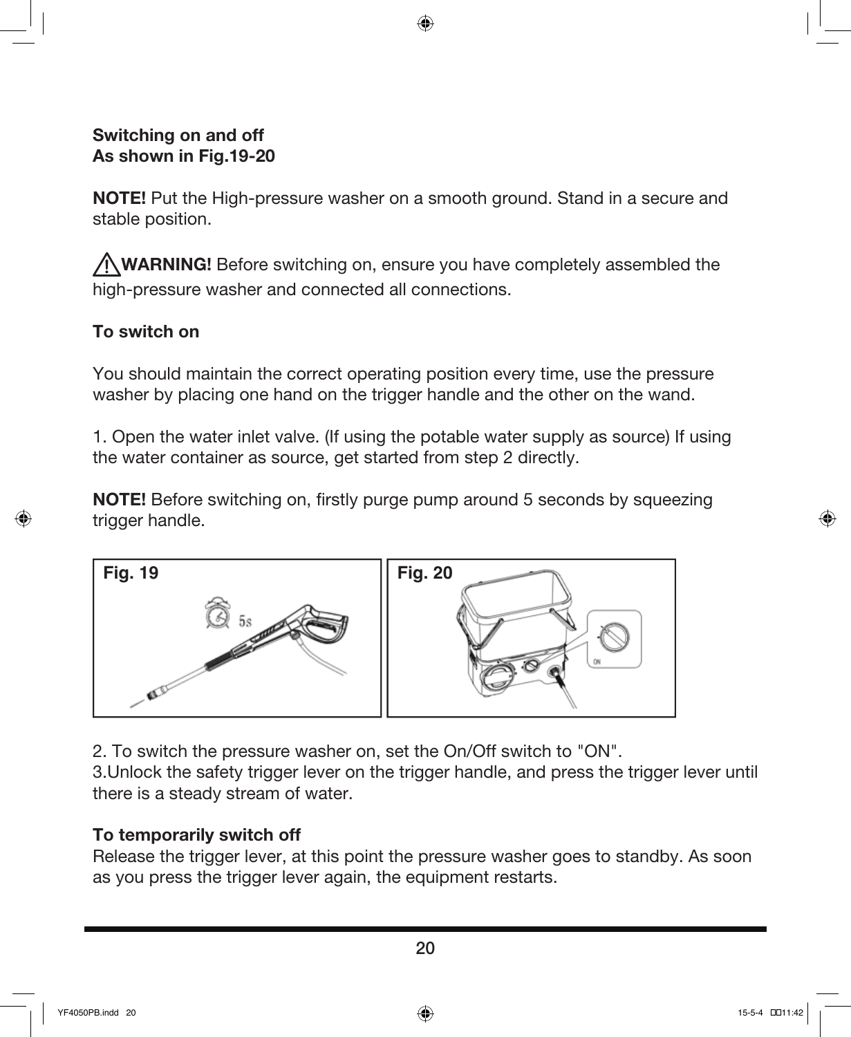**Switching on and off**
**As shown in Fig.19-20**

**NOTE!** Put the High-pressure washer on a smooth ground. Stand in a secure and stable position.

⚠ **WARNING!** Before switching on, ensure you have completely assembled the high-pressure washer and connected all connections.

**To switch on**

You should maintain the correct operating position every time, use the pressure washer by placing one hand on the trigger handle and the other on the wand.

1. Open the water inlet valve. (If using the potable water supply as source) If using the water container as source, get started from step 2 directly.

**NOTE!** Before switching on, firstly purge pump around 5 seconds by squeezing trigger handle.

Fig. 19

Fig. 20

2. To switch the pressure washer on, set the On/Off switch to "ON".
3. Unlock the safety trigger lever on the trigger handle, and press the trigger lever until there is a steady stream of water.

**To temporarily switch off**
Release the trigger lever, at this point the pressure washer goes to standby. As soon as you press the trigger lever again, the equipment restarts.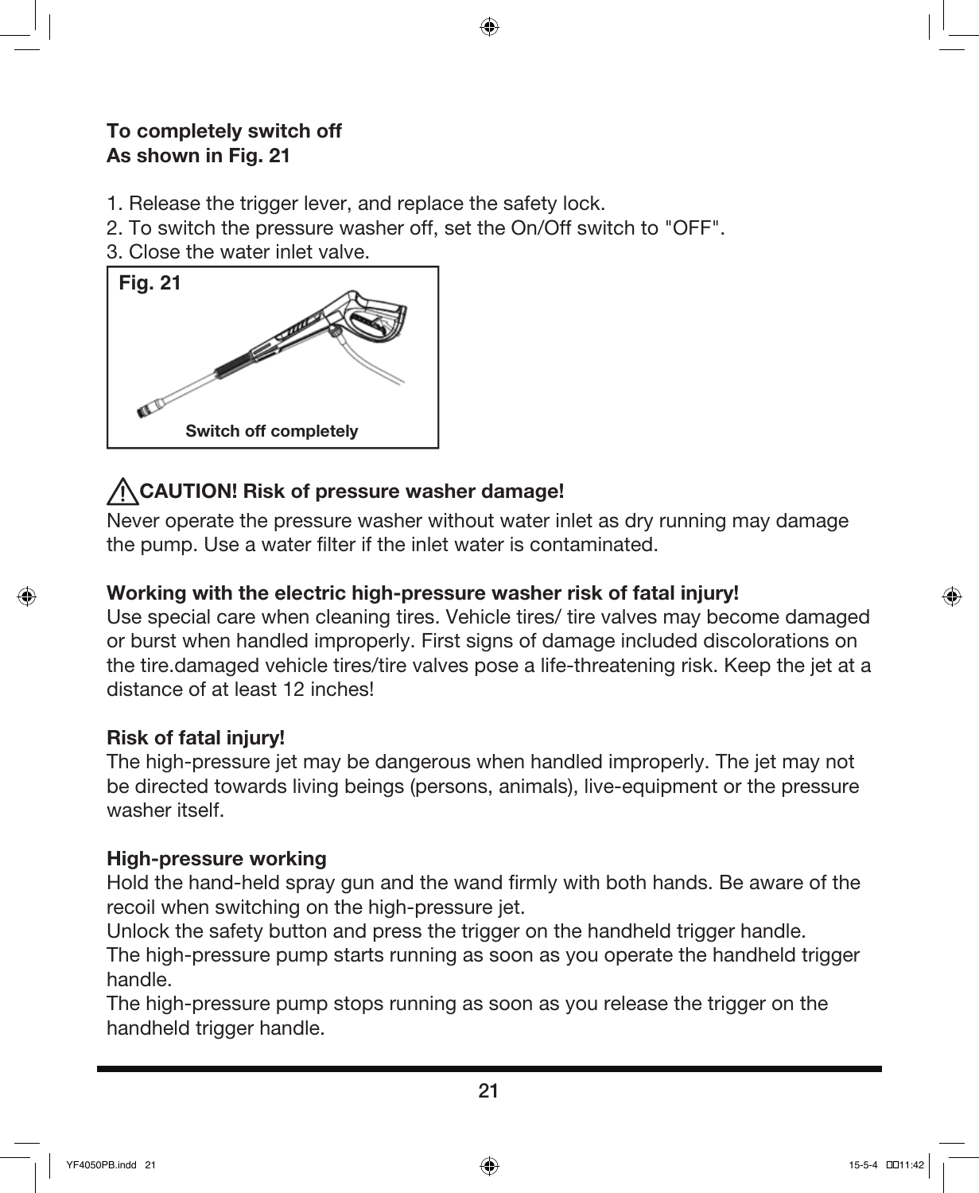**To completely switch off**
**As shown in Fig. 21**

1. Release the trigger lever, and replace the safety lock.
2. To switch the pressure washer off, set the On/Off switch to "OFF".
3. Close the water inlet valve.

Fig. 21

Switch off completely

**⚠ CAUTION! Risk of pressure washer damage!**

Never operate the pressure washer without water inlet as dry running may damage the pump. Use a water filter if the inlet water is contaminated.

**Working with the electric high-pressure washer risk of fatal injury!**

Use special care when cleaning tires. Vehicle tires/ tire valves may become damaged or burst when handled improperly. First signs of damage included discolorations on the tire.damaged vehicle tires/tire valves pose a life-threatening risk. Keep the jet at a distance of at least 12 inches!

**Risk of fatal injury!**

The high-pressure jet may be dangerous when handled improperly. The jet may not be directed towards living beings (persons, animals), live-equipment or the pressure washer itself.

**High-pressure working**

Hold the hand-held spray gun and the wand firmly with both hands. Be aware of the recoil when switching on the high-pressure jet.
Unlock the safety button and press the trigger on the handheld trigger handle.
The high-pressure pump starts running as soon as you operate the handheld trigger handle.
The high-pressure pump stops running as soon as you release the trigger on the handheld trigger handle.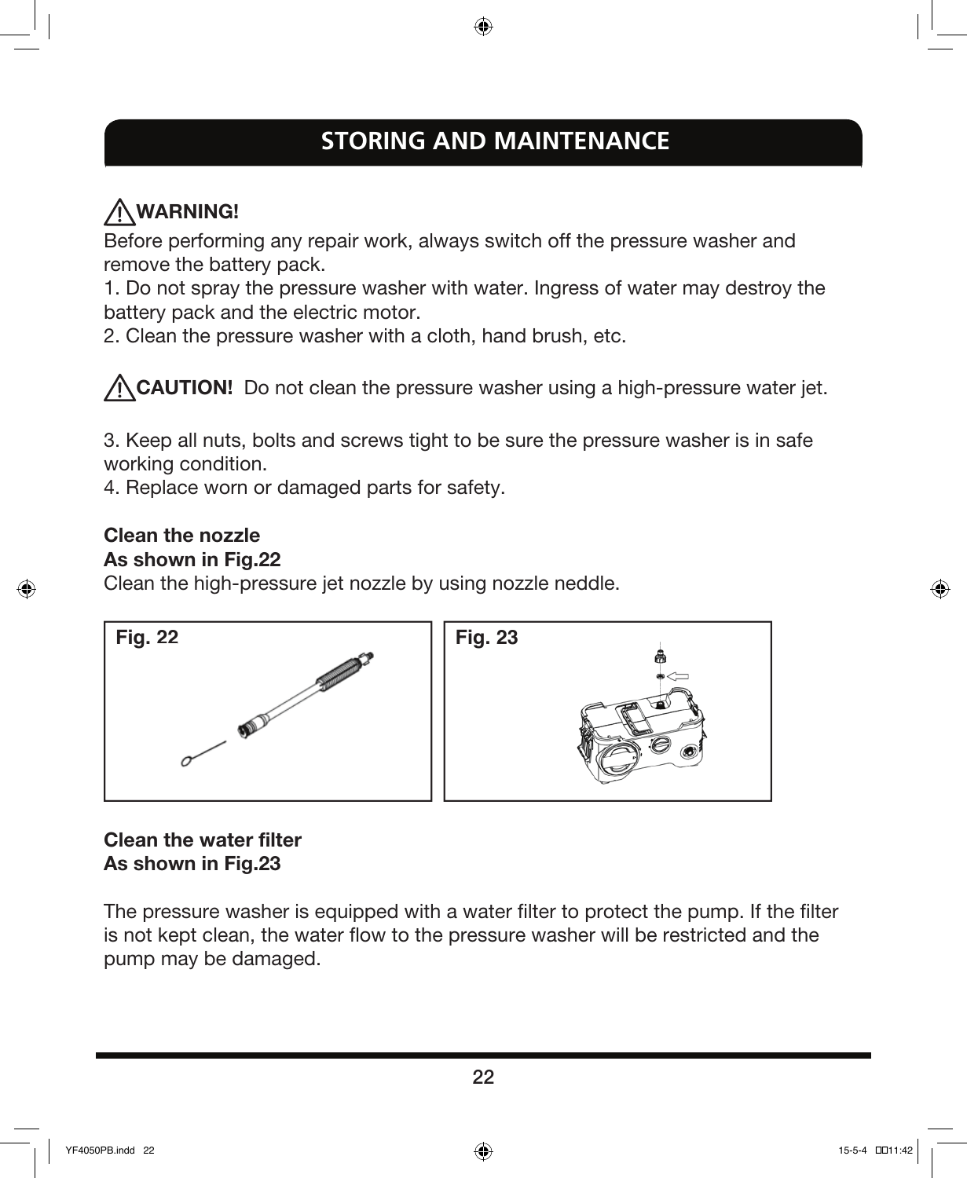## STORING AND MAINTENANCE

**WARNING!**

Before performing any repair work, always switch off the pressure washer and remove the battery pack.

1. Do not spray the pressure washer with water. Ingress of water may destroy the battery pack and the electric motor.
2. Clean the pressure washer with a cloth, hand brush, etc.

**CAUTION!** Do not clean the pressure washer using a high-pressure water jet.

3. Keep all nuts, bolts and screws tight to be sure the pressure washer is in safe working condition.
4. Replace worn or damaged parts for safety.

**Clean the nozzle**
**As shown in Fig.22**
Clean the high-pressure jet nozzle by using nozzle neddle.

Fig. 22

Fig. 23

**Clean the water filter**
**As shown in Fig.23**

The pressure washer is equipped with a water filter to protect the pump. If the filter is not kept clean, the water flow to the pressure washer will be restricted and the pump may be damaged.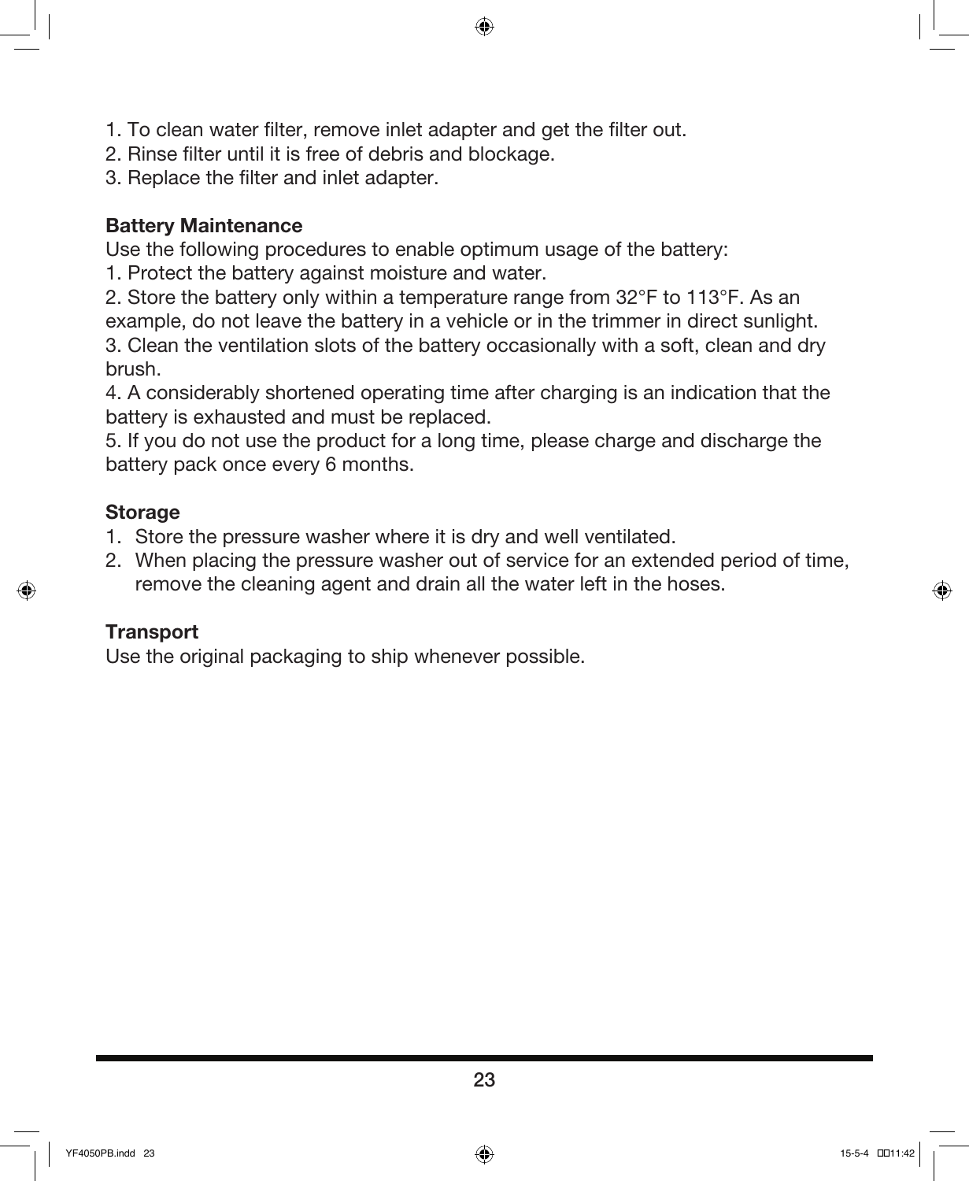1. To clean water filter, remove inlet adapter and get the filter out.
2. Rinse filter until it is free of debris and blockage.
3. Replace the filter and inlet adapter.

**Battery Maintenance**

Use the following procedures to enable optimum usage of the battery:

1. Protect the battery against moisture and water.
2. Store the battery only within a temperature range from 32°F to 113°F. As an example, do not leave the battery in a vehicle or in the trimmer in direct sunlight.
3. Clean the ventilation slots of the battery occasionally with a soft, clean and dry brush.
4. A considerably shortened operating time after charging is an indication that the battery is exhausted and must be replaced.
5. If you do not use the product for a long time, please charge and discharge the battery pack once every 6 months.

**Storage**

1. Store the pressure washer where it is dry and well ventilated.
2. When placing the pressure washer out of service for an extended period of time, remove the cleaning agent and drain all the water left in the hoses.

**Transport**

Use the original packaging to ship whenever possible.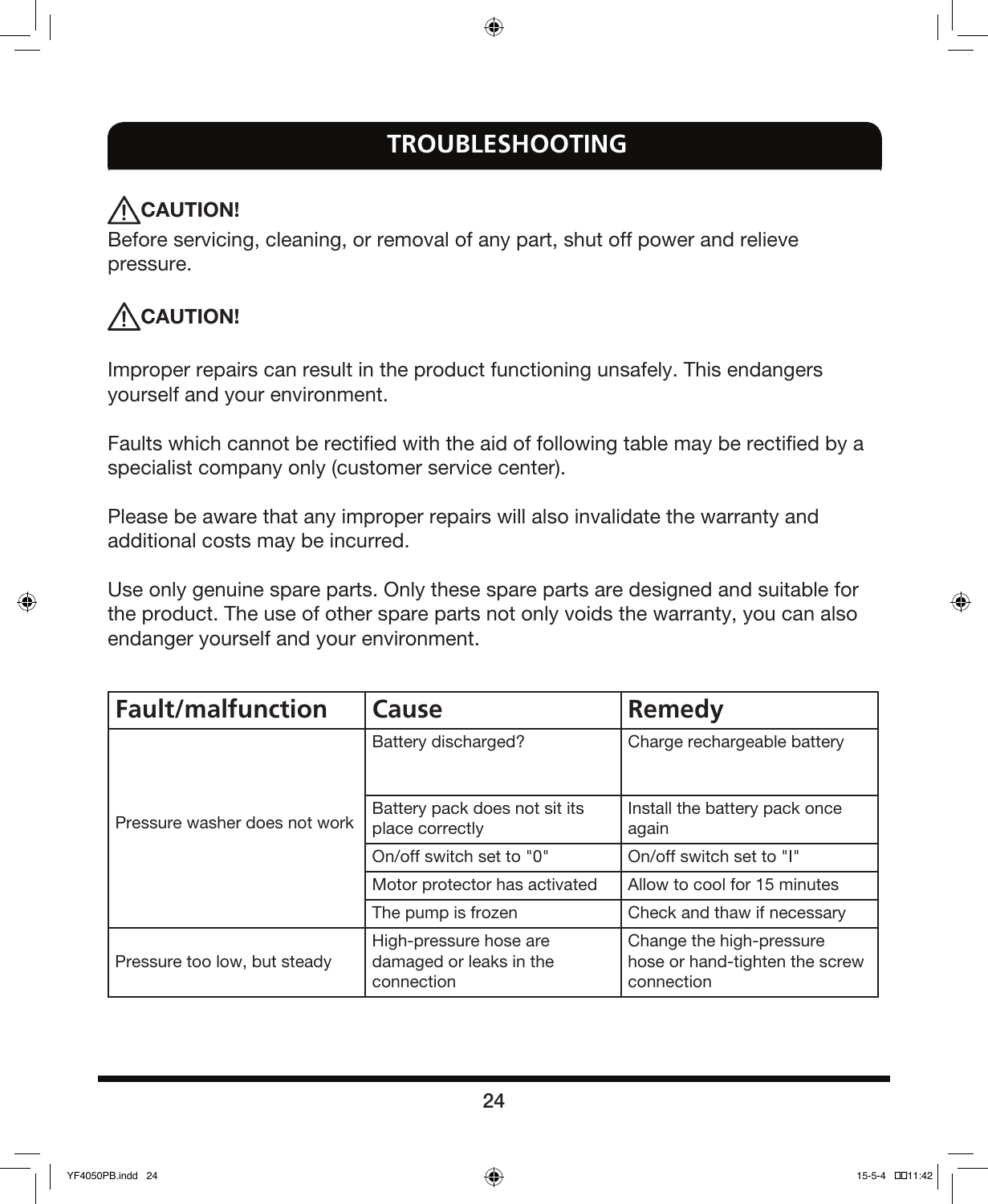# TROUBLESHOOTING

⚠ **CAUTION!**

Before servicing, cleaning, or removal of any part, shut off power and relieve pressure.

⚠ **CAUTION!**

Improper repairs can result in the product functioning unsafely. This endangers yourself and your environment.

Faults which cannot be rectified with the aid of following table may be rectified by a specialist company only (customer service center).

Please be aware that any improper repairs will also invalidate the warranty and additional costs may be incurred.

Use only genuine spare parts. Only these spare parts are designed and suitable for the product. The use of other spare parts not only voids the warranty, you can also endanger yourself and your environment.

| Fault/malfunction | Cause | Remedy |
|---|---|---|
| Pressure washer does not work | Battery discharged? | Charge rechargeable battery |
| | Battery pack does not sit its place correctly | Install the battery pack once again |
| | On/off switch set to "0" | On/off switch set to "I" |
| | Motor protector has activated | Allow to cool for 15 minutes |
| | The pump is frozen | Check and thaw if necessary |
| Pressure too low, but steady | High-pressure hose are damaged or leaks in the connection | Change the high-pressure hose or hand-tighten the screw connection |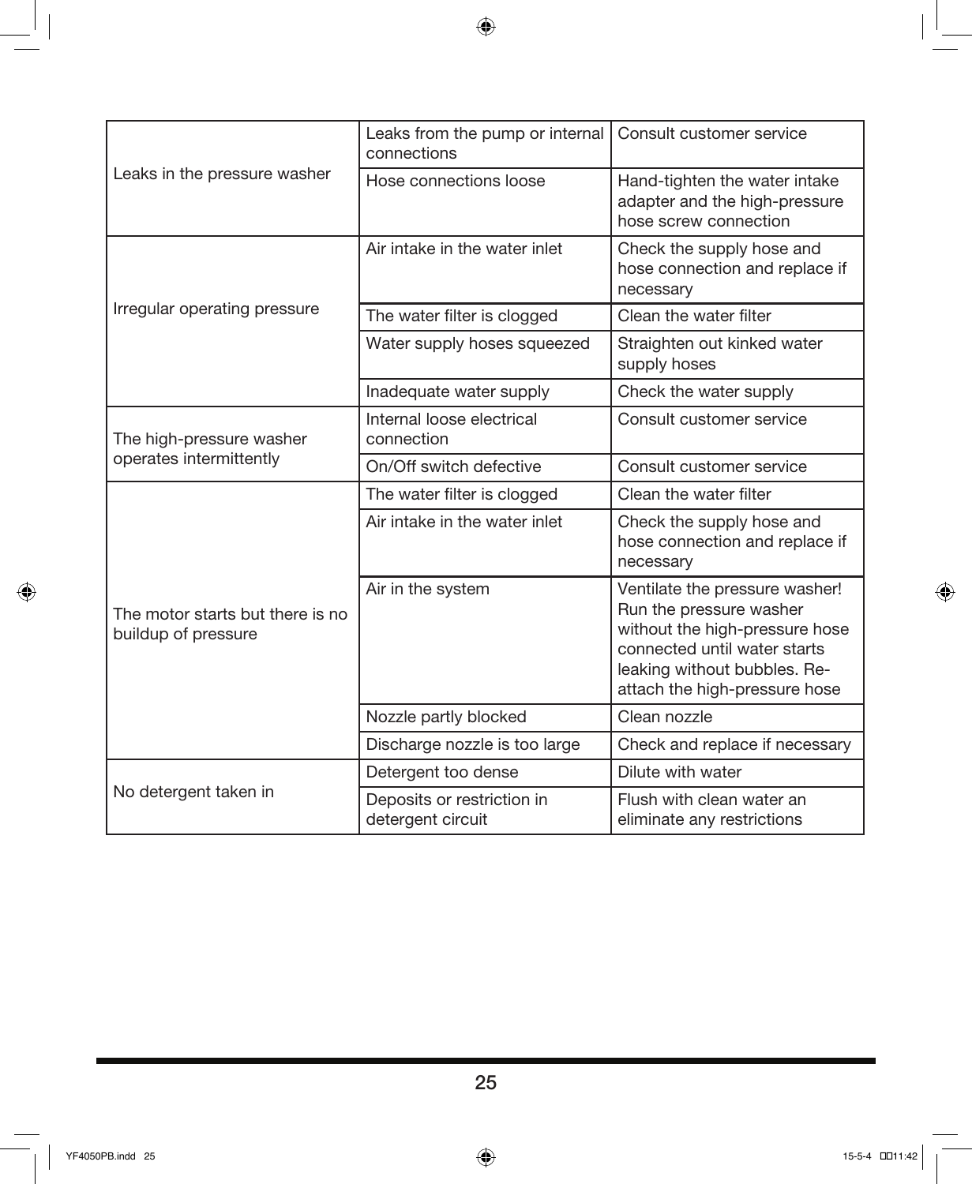| | | |
|---|---|---|
| Leaks in the pressure washer | Leaks from the pump or internal connections | Consult customer service |
| | Hose connections loose | Hand-tighten the water intake adapter and the high-pressure hose screw connection |
| Irregular operating pressure | Air intake in the water inlet | Check the supply hose and hose connection and replace if necessary |
| | The water filter is clogged | Clean the water filter |
| | Water supply hoses squeezed | Straighten out kinked water supply hoses |
| | Inadequate water supply | Check the water supply |
| The high-pressure washer operates intermittently | Internal loose electrical connection | Consult customer service |
| | On/Off switch defective | Consult customer service |
| The motor starts but there is no buildup of pressure | The water filter is clogged | Clean the water filter |
| | Air intake in the water inlet | Check the supply hose and hose connection and replace if necessary |
| | Air in the system | Ventilate the pressure washer! Run the pressure washer without the high-pressure hose connected until water starts leaking without bubbles. Re-attach the high-pressure hose |
| | Nozzle partly blocked | Clean nozzle |
| | Discharge nozzle is too large | Check and replace if necessary |
| No detergent taken in | Detergent too dense | Dilute with water |
| | Deposits or restriction in detergent circuit | Flush with clean water an eliminate any restrictions |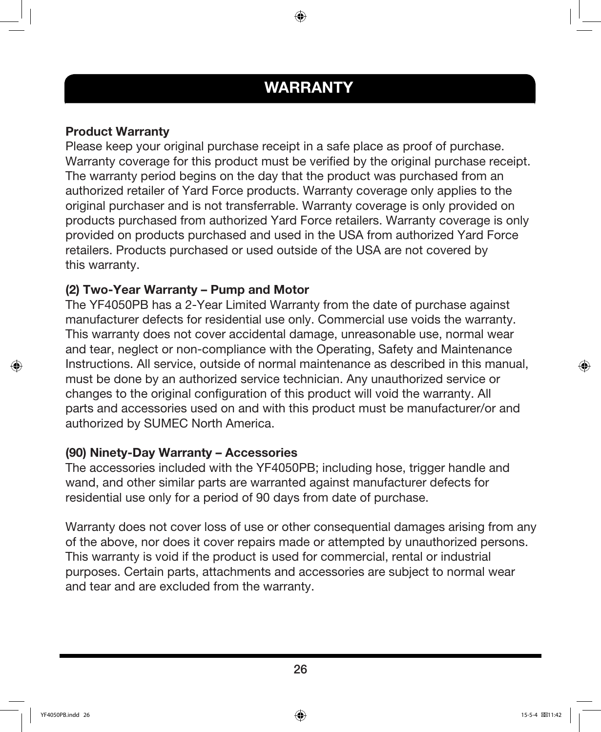# WARRANTY

**Product Warranty**

Please keep your original purchase receipt in a safe place as proof of purchase. Warranty coverage for this product must be verified by the original purchase receipt. The warranty period begins on the day that the product was purchased from an authorized retailer of Yard Force products. Warranty coverage only applies to the original purchaser and is not transferrable. Warranty coverage is only provided on products purchased from authorized Yard Force retailers. Warranty coverage is only provided on products purchased and used in the USA from authorized Yard Force retailers. Products purchased or used outside of the USA are not covered by this warranty.

**(2) Two-Year Warranty – Pump and Motor**

The YF4050PB has a 2-Year Limited Warranty from the date of purchase against manufacturer defects for residential use only. Commercial use voids the warranty. This warranty does not cover accidental damage, unreasonable use, normal wear and tear, neglect or non-compliance with the Operating, Safety and Maintenance Instructions. All service, outside of normal maintenance as described in this manual, must be done by an authorized service technician. Any unauthorized service or changes to the original configuration of this product will void the warranty. All parts and accessories used on and with this product must be manufacturer/or and authorized by SUMEC North America.

**(90) Ninety-Day Warranty – Accessories**

The accessories included with the YF4050PB; including hose, trigger handle and wand, and other similar parts are warranted against manufacturer defects for residential use only for a period of 90 days from date of purchase.

Warranty does not cover loss of use or other consequential damages arising from any of the above, nor does it cover repairs made or attempted by unauthorized persons. This warranty is void if the product is used for commercial, rental or industrial purposes. Certain parts, attachments and accessories are subject to normal wear and tear and are excluded from the warranty.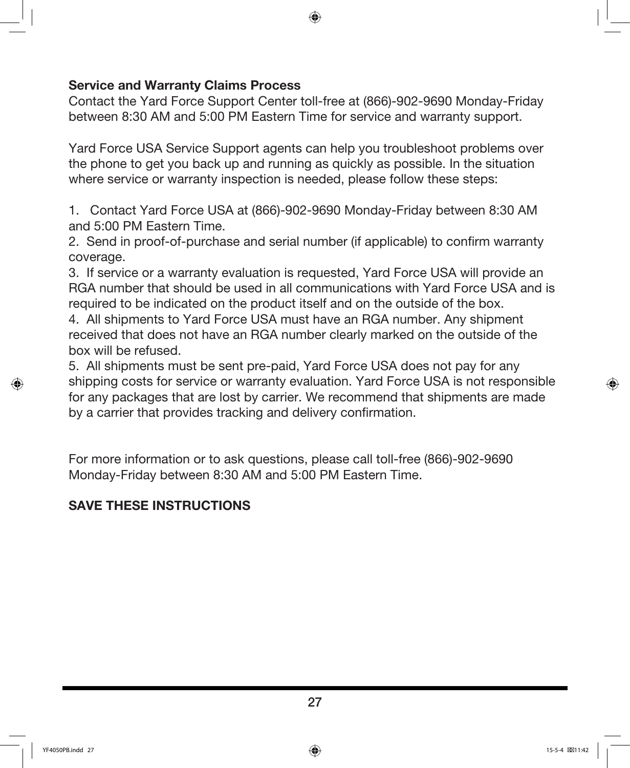**Service and Warranty Claims Process**

Contact the Yard Force Support Center toll-free at (866)-902-9690 Monday-Friday between 8:30 AM and 5:00 PM Eastern Time for service and warranty support.

Yard Force USA Service Support agents can help you troubleshoot problems over the phone to get you back up and running as quickly as possible. In the situation where service or warranty inspection is needed, please follow these steps:

1. Contact Yard Force USA at (866)-902-9690 Monday-Friday between 8:30 AM and 5:00 PM Eastern Time.
2. Send in proof-of-purchase and serial number (if applicable) to confirm warranty coverage.
3. If service or a warranty evaluation is requested, Yard Force USA will provide an RGA number that should be used in all communications with Yard Force USA and is required to be indicated on the product itself and on the outside of the box.
4. All shipments to Yard Force USA must have an RGA number. Any shipment received that does not have an RGA number clearly marked on the outside of the box will be refused.
5. All shipments must be sent pre-paid, Yard Force USA does not pay for any shipping costs for service or warranty evaluation. Yard Force USA is not responsible for any packages that are lost by carrier. We recommend that shipments are made by a carrier that provides tracking and delivery confirmation.

For more information or to ask questions, please call toll-free (866)-902-9690 Monday-Friday between 8:30 AM and 5:00 PM Eastern Time.

**SAVE THESE INSTRUCTIONS**